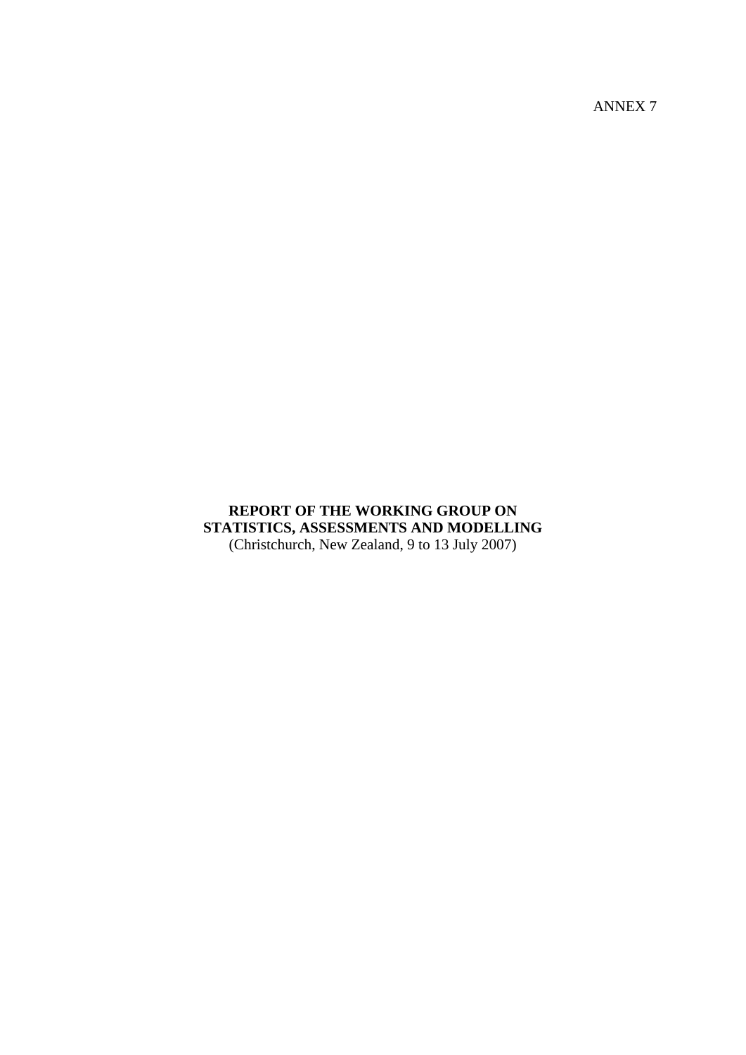ANNEX 7

**REPORT OF THE WORKING GROUP ON STATISTICS, ASSESSMENTS AND MODELLING**
(Christchurch, New Zealand, 9 to 13 July 2007)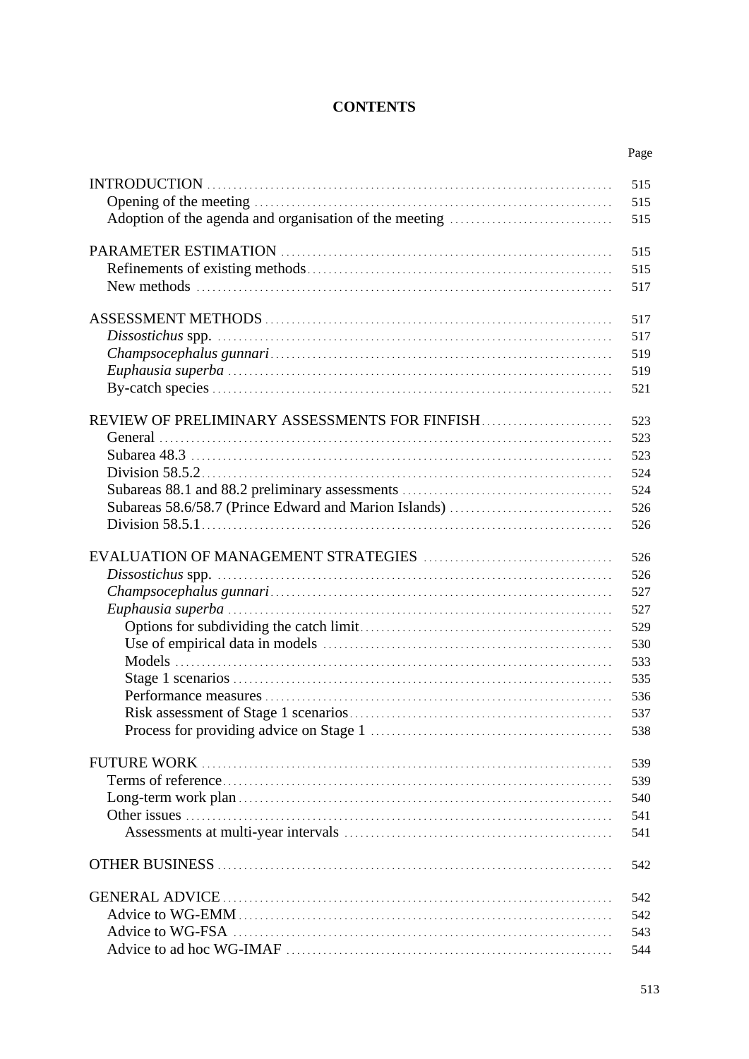# CONTENTS

| | Page |
|---|---|
| INTRODUCTION | 515 |
| Opening of the meeting | 515 |
| Adoption of the agenda and organisation of the meeting | 515 |
| PARAMETER ESTIMATION | 515 |
| Refinements of existing methods | 515 |
| New methods | 517 |
| ASSESSMENT METHODS | 517 |
| *Dissostichus* spp. | 517 |
| *Champsocephalus gunnari* | 519 |
| *Euphausia superba* | 519 |
| By-catch species | 521 |
| REVIEW OF PRELIMINARY ASSESSMENTS FOR FINFISH | 523 |
| General | 523 |
| Subarea 48.3 | 523 |
| Division 58.5.2 | 524 |
| Subareas 88.1 and 88.2 preliminary assessments | 524 |
| Subareas 58.6/58.7 (Prince Edward and Marion Islands) | 526 |
| Division 58.5.1 | 526 |
| EVALUATION OF MANAGEMENT STRATEGIES | 526 |
| *Dissostichus* spp. | 526 |
| *Champsocephalus gunnari* | 527 |
| *Euphausia superba* | 527 |
| Options for subdividing the catch limit | 529 |
| Use of empirical data in models | 530 |
| Models | 533 |
| Stage 1 scenarios | 535 |
| Performance measures | 536 |
| Risk assessment of Stage 1 scenarios | 537 |
| Process for providing advice on Stage 1 | 538 |
| FUTURE WORK | 539 |
| Terms of reference | 539 |
| Long-term work plan | 540 |
| Other issues | 541 |
| Assessments at multi-year intervals | 541 |
| OTHER BUSINESS | 542 |
| GENERAL ADVICE | 542 |
| Advice to WG-EMM | 542 |
| Advice to WG-FSA | 543 |
| Advice to ad hoc WG-IMAF | 544 |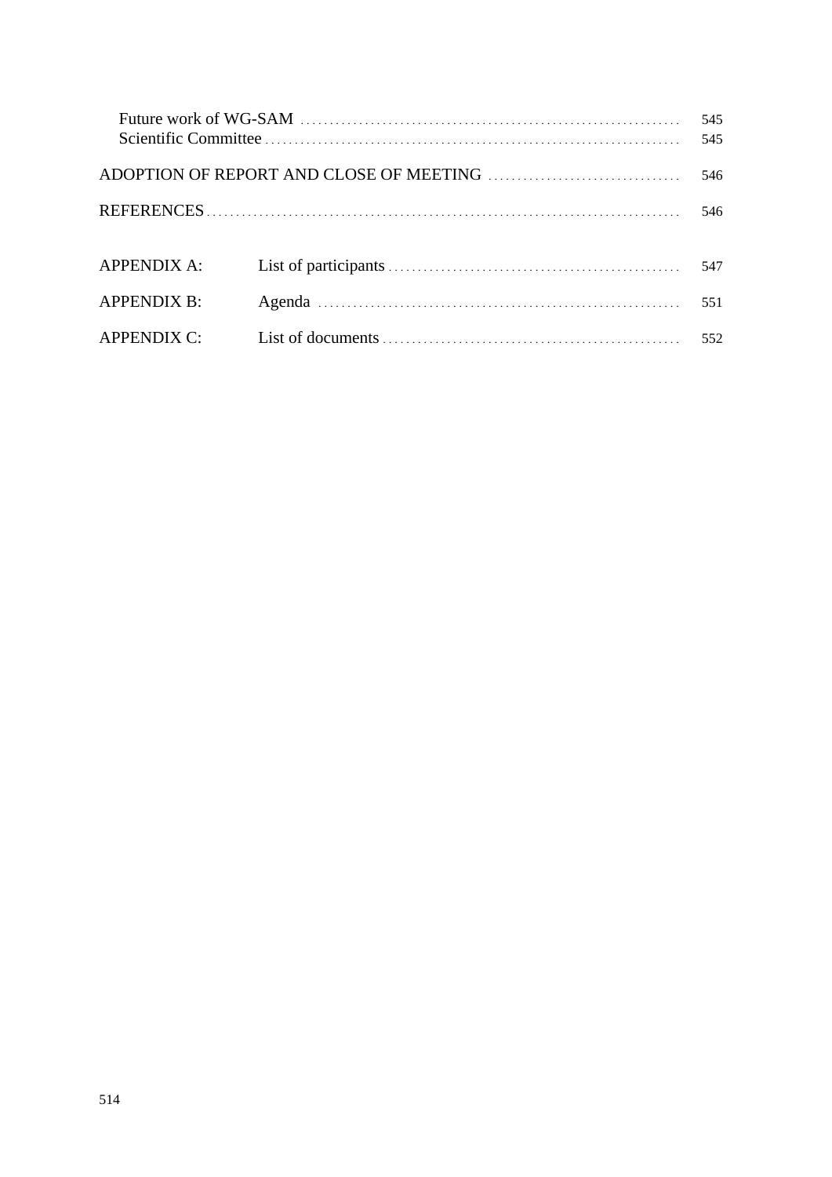Future work of WG-SAM ..... 545
Scientific Committee ..... 545

ADOPTION OF REPORT AND CLOSE OF MEETING ..... 546

REFERENCES ..... 546

APPENDIX A: List of participants ..... 547

APPENDIX B: Agenda ..... 551

APPENDIX C: List of documents ..... 552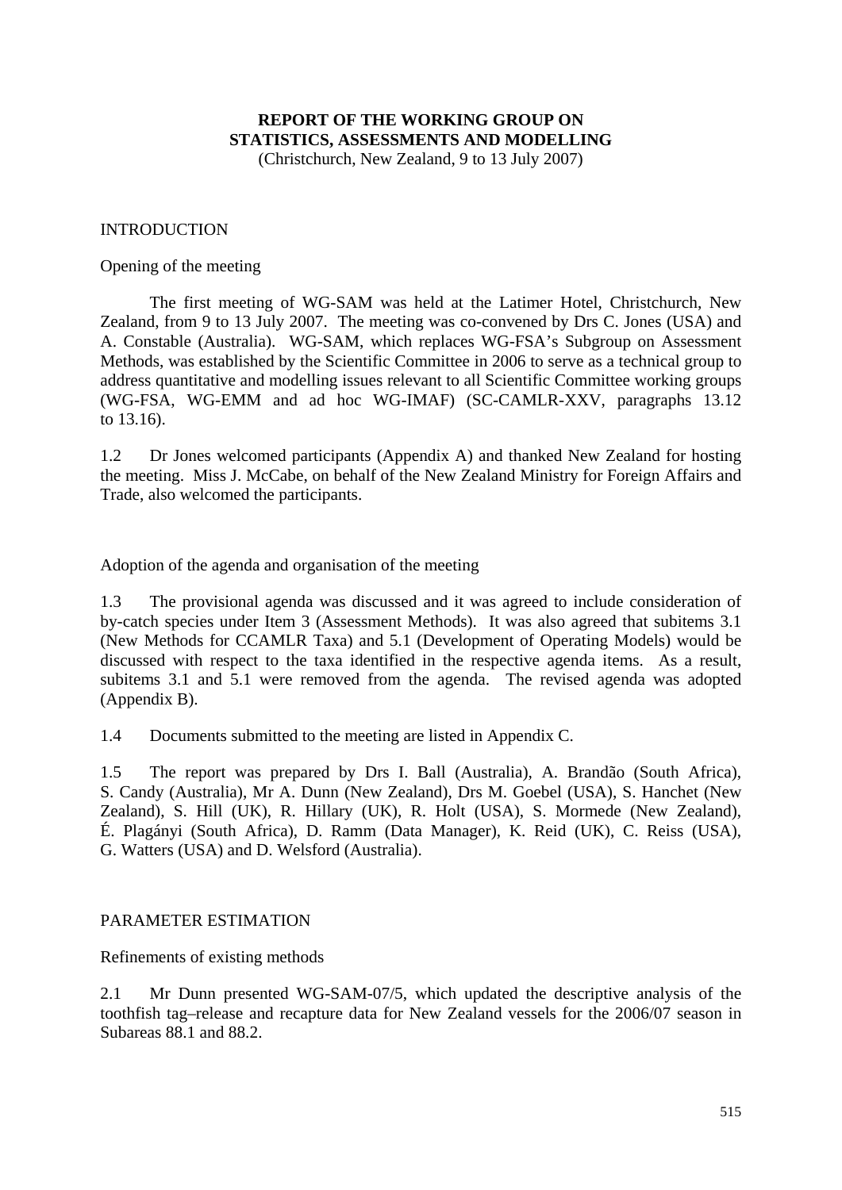**REPORT OF THE WORKING GROUP ON STATISTICS, ASSESSMENTS AND MODELLING**
(Christchurch, New Zealand, 9 to 13 July 2007)

# INTRODUCTION

## Opening of the meeting

The first meeting of WG-SAM was held at the Latimer Hotel, Christchurch, New Zealand, from 9 to 13 July 2007. The meeting was co-convened by Drs C. Jones (USA) and A. Constable (Australia). WG-SAM, which replaces WG-FSA's Subgroup on Assessment Methods, was established by the Scientific Committee in 2006 to serve as a technical group to address quantitative and modelling issues relevant to all Scientific Committee working groups (WG-FSA, WG-EMM and ad hoc WG-IMAF) (SC-CAMLR-XXV, paragraphs 13.12 to 13.16).

1.2 Dr Jones welcomed participants (Appendix A) and thanked New Zealand for hosting the meeting. Miss J. McCabe, on behalf of the New Zealand Ministry for Foreign Affairs and Trade, also welcomed the participants.

## Adoption of the agenda and organisation of the meeting

1.3 The provisional agenda was discussed and it was agreed to include consideration of by-catch species under Item 3 (Assessment Methods). It was also agreed that subitems 3.1 (New Methods for CCAMLR Taxa) and 5.1 (Development of Operating Models) would be discussed with respect to the taxa identified in the respective agenda items. As a result, subitems 3.1 and 5.1 were removed from the agenda. The revised agenda was adopted (Appendix B).

1.4 Documents submitted to the meeting are listed in Appendix C.

1.5 The report was prepared by Drs I. Ball (Australia), A. Brandão (South Africa), S. Candy (Australia), Mr A. Dunn (New Zealand), Drs M. Goebel (USA), S. Hanchet (New Zealand), S. Hill (UK), R. Hillary (UK), R. Holt (USA), S. Mormede (New Zealand), É. Plagányi (South Africa), D. Ramm (Data Manager), K. Reid (UK), C. Reiss (USA), G. Watters (USA) and D. Welsford (Australia).

# PARAMETER ESTIMATION

## Refinements of existing methods

2.1 Mr Dunn presented WG-SAM-07/5, which updated the descriptive analysis of the toothfish tag–release and recapture data for New Zealand vessels for the 2006/07 season in Subareas 88.1 and 88.2.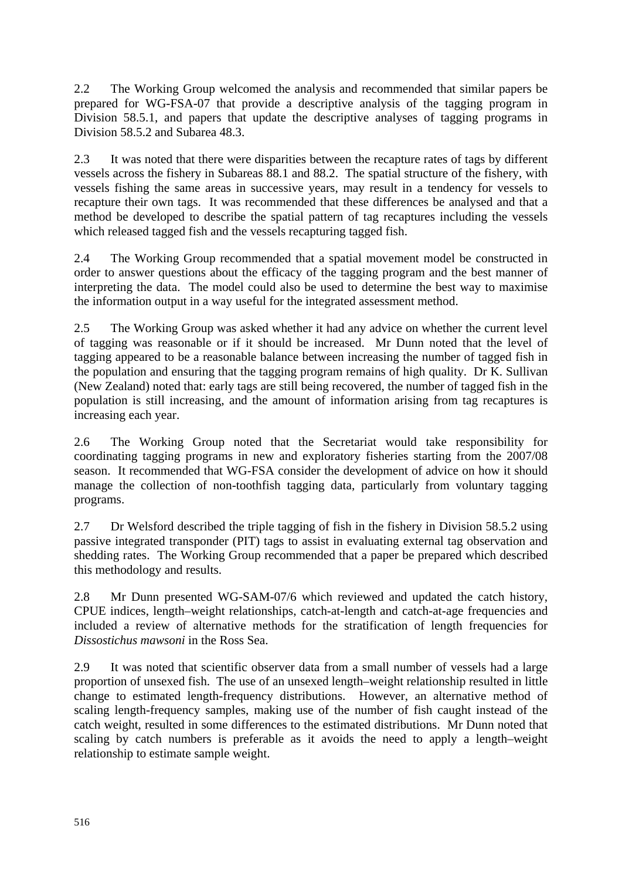2.2 The Working Group welcomed the analysis and recommended that similar papers be prepared for WG-FSA-07 that provide a descriptive analysis of the tagging program in Division 58.5.1, and papers that update the descriptive analyses of tagging programs in Division 58.5.2 and Subarea 48.3.

2.3 It was noted that there were disparities between the recapture rates of tags by different vessels across the fishery in Subareas 88.1 and 88.2. The spatial structure of the fishery, with vessels fishing the same areas in successive years, may result in a tendency for vessels to recapture their own tags. It was recommended that these differences be analysed and that a method be developed to describe the spatial pattern of tag recaptures including the vessels which released tagged fish and the vessels recapturing tagged fish.

2.4 The Working Group recommended that a spatial movement model be constructed in order to answer questions about the efficacy of the tagging program and the best manner of interpreting the data. The model could also be used to determine the best way to maximise the information output in a way useful for the integrated assessment method.

2.5 The Working Group was asked whether it had any advice on whether the current level of tagging was reasonable or if it should be increased. Mr Dunn noted that the level of tagging appeared to be a reasonable balance between increasing the number of tagged fish in the population and ensuring that the tagging program remains of high quality. Dr K. Sullivan (New Zealand) noted that: early tags are still being recovered, the number of tagged fish in the population is still increasing, and the amount of information arising from tag recaptures is increasing each year.

2.6 The Working Group noted that the Secretariat would take responsibility for coordinating tagging programs in new and exploratory fisheries starting from the 2007/08 season. It recommended that WG-FSA consider the development of advice on how it should manage the collection of non-toothfish tagging data, particularly from voluntary tagging programs.

2.7 Dr Welsford described the triple tagging of fish in the fishery in Division 58.5.2 using passive integrated transponder (PIT) tags to assist in evaluating external tag observation and shedding rates. The Working Group recommended that a paper be prepared which described this methodology and results.

2.8 Mr Dunn presented WG-SAM-07/6 which reviewed and updated the catch history, CPUE indices, length–weight relationships, catch-at-length and catch-at-age frequencies and included a review of alternative methods for the stratification of length frequencies for *Dissostichus mawsoni* in the Ross Sea.

2.9 It was noted that scientific observer data from a small number of vessels had a large proportion of unsexed fish. The use of an unsexed length–weight relationship resulted in little change to estimated length-frequency distributions. However, an alternative method of scaling length-frequency samples, making use of the number of fish caught instead of the catch weight, resulted in some differences to the estimated distributions. Mr Dunn noted that scaling by catch numbers is preferable as it avoids the need to apply a length–weight relationship to estimate sample weight.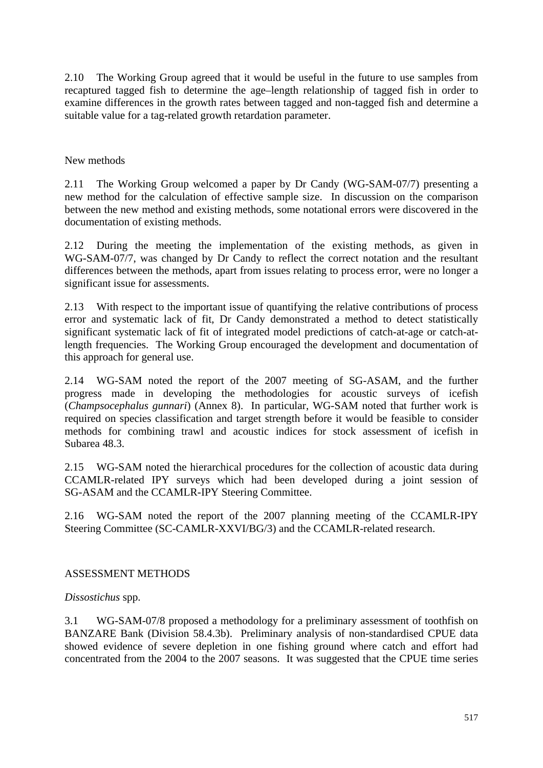2.10 The Working Group agreed that it would be useful in the future to use samples from recaptured tagged fish to determine the age–length relationship of tagged fish in order to examine differences in the growth rates between tagged and non-tagged fish and determine a suitable value for a tag-related growth retardation parameter.

### New methods

2.11 The Working Group welcomed a paper by Dr Candy (WG-SAM-07/7) presenting a new method for the calculation of effective sample size. In discussion on the comparison between the new method and existing methods, some notational errors were discovered in the documentation of existing methods.

2.12 During the meeting the implementation of the existing methods, as given in WG-SAM-07/7, was changed by Dr Candy to reflect the correct notation and the resultant differences between the methods, apart from issues relating to process error, were no longer a significant issue for assessments.

2.13 With respect to the important issue of quantifying the relative contributions of process error and systematic lack of fit, Dr Candy demonstrated a method to detect statistically significant systematic lack of fit of integrated model predictions of catch-at-age or catch-at-length frequencies. The Working Group encouraged the development and documentation of this approach for general use.

2.14 WG-SAM noted the report of the 2007 meeting of SG-ASAM, and the further progress made in developing the methodologies for acoustic surveys of icefish (*Champsocephalus gunnari*) (Annex 8). In particular, WG-SAM noted that further work is required on species classification and target strength before it would be feasible to consider methods for combining trawl and acoustic indices for stock assessment of icefish in Subarea 48.3.

2.15 WG-SAM noted the hierarchical procedures for the collection of acoustic data during CCAMLR-related IPY surveys which had been developed during a joint session of SG-ASAM and the CCAMLR-IPY Steering Committee.

2.16 WG-SAM noted the report of the 2007 planning meeting of the CCAMLR-IPY Steering Committee (SC-CAMLR-XXVI/BG/3) and the CCAMLR-related research.

## ASSESSMENT METHODS

### *Dissostichus* spp.

3.1 WG-SAM-07/8 proposed a methodology for a preliminary assessment of toothfish on BANZARE Bank (Division 58.4.3b). Preliminary analysis of non-standardised CPUE data showed evidence of severe depletion in one fishing ground where catch and effort had concentrated from the 2004 to the 2007 seasons. It was suggested that the CPUE time series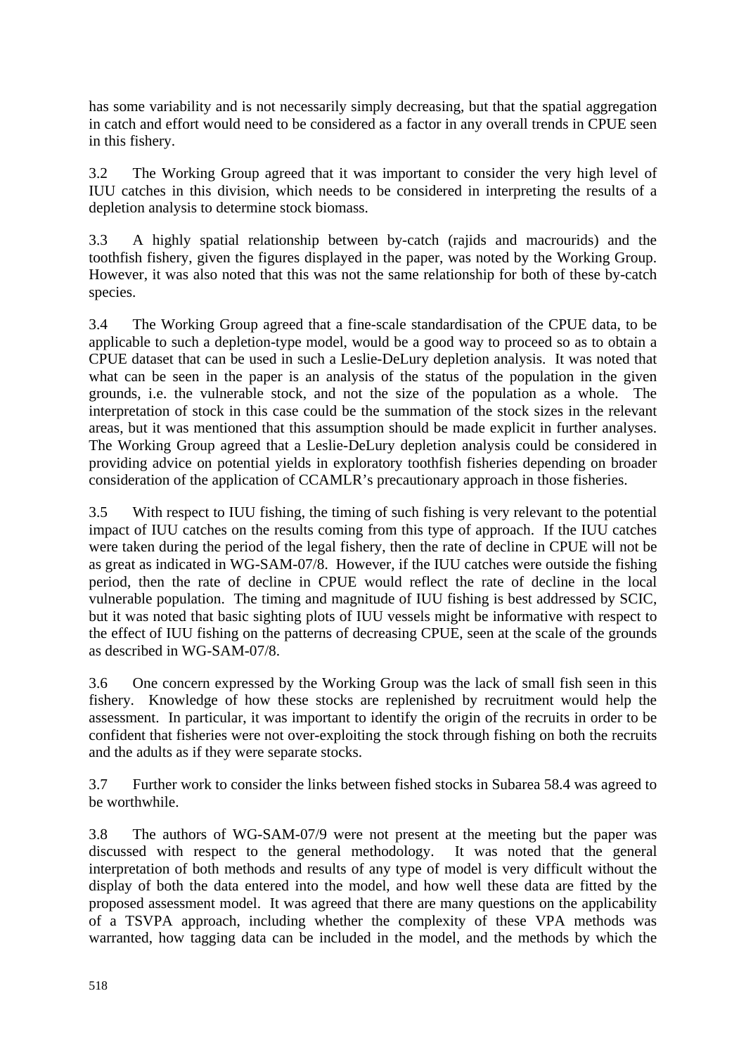has some variability and is not necessarily simply decreasing, but that the spatial aggregation in catch and effort would need to be considered as a factor in any overall trends in CPUE seen in this fishery.

3.2 The Working Group agreed that it was important to consider the very high level of IUU catches in this division, which needs to be considered in interpreting the results of a depletion analysis to determine stock biomass.

3.3 A highly spatial relationship between by-catch (rajids and macrourids) and the toothfish fishery, given the figures displayed in the paper, was noted by the Working Group. However, it was also noted that this was not the same relationship for both of these by-catch species.

3.4 The Working Group agreed that a fine-scale standardisation of the CPUE data, to be applicable to such a depletion-type model, would be a good way to proceed so as to obtain a CPUE dataset that can be used in such a Leslie-DeLury depletion analysis. It was noted that what can be seen in the paper is an analysis of the status of the population in the given grounds, i.e. the vulnerable stock, and not the size of the population as a whole. The interpretation of stock in this case could be the summation of the stock sizes in the relevant areas, but it was mentioned that this assumption should be made explicit in further analyses. The Working Group agreed that a Leslie-DeLury depletion analysis could be considered in providing advice on potential yields in exploratory toothfish fisheries depending on broader consideration of the application of CCAMLR's precautionary approach in those fisheries.

3.5 With respect to IUU fishing, the timing of such fishing is very relevant to the potential impact of IUU catches on the results coming from this type of approach. If the IUU catches were taken during the period of the legal fishery, then the rate of decline in CPUE will not be as great as indicated in WG-SAM-07/8. However, if the IUU catches were outside the fishing period, then the rate of decline in CPUE would reflect the rate of decline in the local vulnerable population. The timing and magnitude of IUU fishing is best addressed by SCIC, but it was noted that basic sighting plots of IUU vessels might be informative with respect to the effect of IUU fishing on the patterns of decreasing CPUE, seen at the scale of the grounds as described in WG-SAM-07/8.

3.6 One concern expressed by the Working Group was the lack of small fish seen in this fishery. Knowledge of how these stocks are replenished by recruitment would help the assessment. In particular, it was important to identify the origin of the recruits in order to be confident that fisheries were not over-exploiting the stock through fishing on both the recruits and the adults as if they were separate stocks.

3.7 Further work to consider the links between fished stocks in Subarea 58.4 was agreed to be worthwhile.

3.8 The authors of WG-SAM-07/9 were not present at the meeting but the paper was discussed with respect to the general methodology. It was noted that the general interpretation of both methods and results of any type of model is very difficult without the display of both the data entered into the model, and how well these data are fitted by the proposed assessment model. It was agreed that there are many questions on the applicability of a TSVPA approach, including whether the complexity of these VPA methods was warranted, how tagging data can be included in the model, and the methods by which the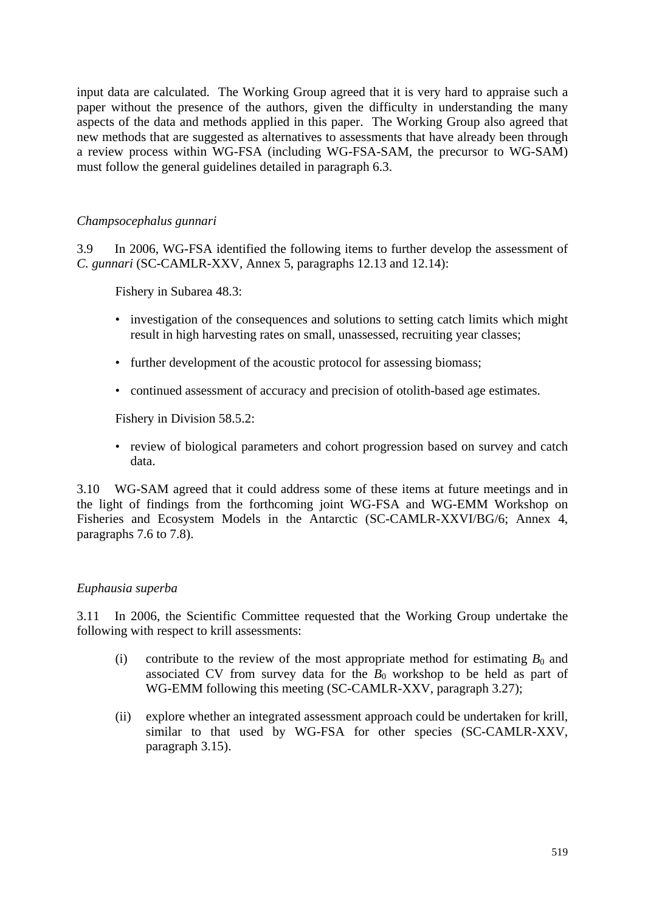input data are calculated. The Working Group agreed that it is very hard to appraise such a paper without the presence of the authors, given the difficulty in understanding the many aspects of the data and methods applied in this paper. The Working Group also agreed that new methods that are suggested as alternatives to assessments that have already been through a review process within WG-FSA (including WG-FSA-SAM, the precursor to WG-SAM) must follow the general guidelines detailed in paragraph 6.3.

*Champsocephalus gunnari*

3.9 In 2006, WG-FSA identified the following items to further develop the assessment of *C. gunnari* (SC-CAMLR-XXV, Annex 5, paragraphs 12.13 and 12.14):

Fishery in Subarea 48.3:

- investigation of the consequences and solutions to setting catch limits which might result in high harvesting rates on small, unassessed, recruiting year classes;
- further development of the acoustic protocol for assessing biomass;
- continued assessment of accuracy and precision of otolith-based age estimates.

Fishery in Division 58.5.2:

- review of biological parameters and cohort progression based on survey and catch data.

3.10 WG-SAM agreed that it could address some of these items at future meetings and in the light of findings from the forthcoming joint WG-FSA and WG-EMM Workshop on Fisheries and Ecosystem Models in the Antarctic (SC-CAMLR-XXVI/BG/6; Annex 4, paragraphs 7.6 to 7.8).

*Euphausia superba*

3.11 In 2006, the Scientific Committee requested that the Working Group undertake the following with respect to krill assessments:

(i) contribute to the review of the most appropriate method for estimating $B_0$ and associated CV from survey data for the $B_0$ workshop to be held as part of WG-EMM following this meeting (SC-CAMLR-XXV, paragraph 3.27);

(ii) explore whether an integrated assessment approach could be undertaken for krill, similar to that used by WG-FSA for other species (SC-CAMLR-XXV, paragraph 3.15).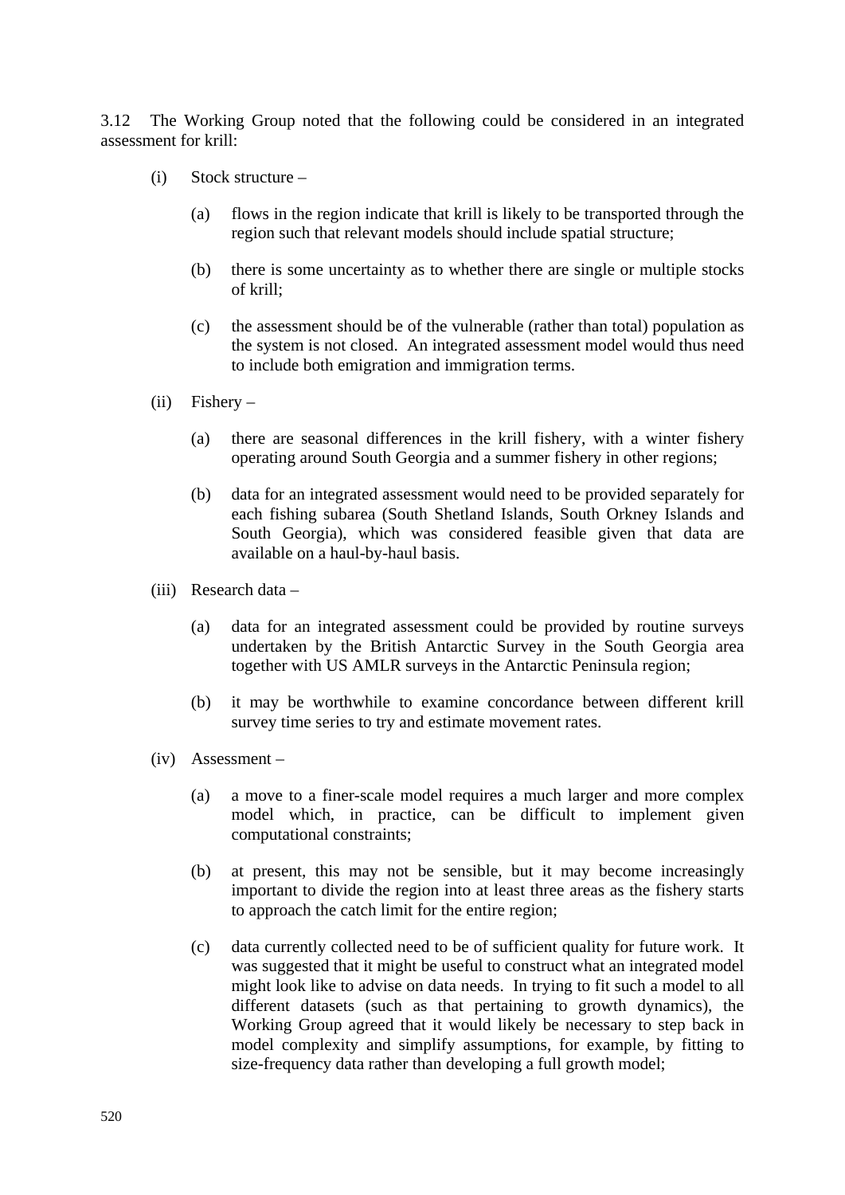3.12 The Working Group noted that the following could be considered in an integrated assessment for krill:

(i) Stock structure –

(a) flows in the region indicate that krill is likely to be transported through the region such that relevant models should include spatial structure;

(b) there is some uncertainty as to whether there are single or multiple stocks of krill;

(c) the assessment should be of the vulnerable (rather than total) population as the system is not closed. An integrated assessment model would thus need to include both emigration and immigration terms.

(ii) Fishery –

(a) there are seasonal differences in the krill fishery, with a winter fishery operating around South Georgia and a summer fishery in other regions;

(b) data for an integrated assessment would need to be provided separately for each fishing subarea (South Shetland Islands, South Orkney Islands and South Georgia), which was considered feasible given that data are available on a haul-by-haul basis.

(iii) Research data –

(a) data for an integrated assessment could be provided by routine surveys undertaken by the British Antarctic Survey in the South Georgia area together with US AMLR surveys in the Antarctic Peninsula region;

(b) it may be worthwhile to examine concordance between different krill survey time series to try and estimate movement rates.

(iv) Assessment –

(a) a move to a finer-scale model requires a much larger and more complex model which, in practice, can be difficult to implement given computational constraints;

(b) at present, this may not be sensible, but it may become increasingly important to divide the region into at least three areas as the fishery starts to approach the catch limit for the entire region;

(c) data currently collected need to be of sufficient quality for future work. It was suggested that it might be useful to construct what an integrated model might look like to advise on data needs. In trying to fit such a model to all different datasets (such as that pertaining to growth dynamics), the Working Group agreed that it would likely be necessary to step back in model complexity and simplify assumptions, for example, by fitting to size-frequency data rather than developing a full growth model;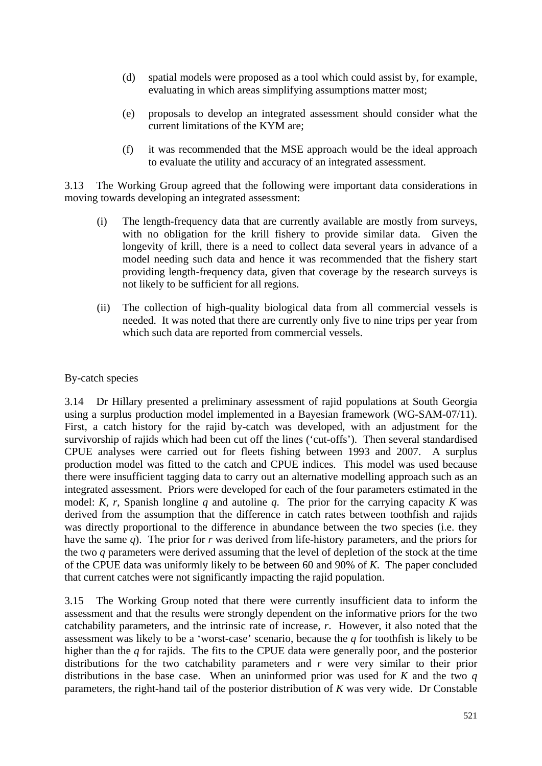(d) spatial models were proposed as a tool which could assist by, for example, evaluating in which areas simplifying assumptions matter most;

(e) proposals to develop an integrated assessment should consider what the current limitations of the KYM are;

(f) it was recommended that the MSE approach would be the ideal approach to evaluate the utility and accuracy of an integrated assessment.

3.13 The Working Group agreed that the following were important data considerations in moving towards developing an integrated assessment:

(i) The length-frequency data that are currently available are mostly from surveys, with no obligation for the krill fishery to provide similar data. Given the longevity of krill, there is a need to collect data several years in advance of a model needing such data and hence it was recommended that the fishery start providing length-frequency data, given that coverage by the research surveys is not likely to be sufficient for all regions.

(ii) The collection of high-quality biological data from all commercial vessels is needed. It was noted that there are currently only five to nine trips per year from which such data are reported from commercial vessels.

By-catch species

3.14 Dr Hillary presented a preliminary assessment of rajid populations at South Georgia using a surplus production model implemented in a Bayesian framework (WG-SAM-07/11). First, a catch history for the rajid by-catch was developed, with an adjustment for the survivorship of rajids which had been cut off the lines ('cut-offs'). Then several standardised CPUE analyses were carried out for fleets fishing between 1993 and 2007. A surplus production model was fitted to the catch and CPUE indices. This model was used because there were insufficient tagging data to carry out an alternative modelling approach such as an integrated assessment. Priors were developed for each of the four parameters estimated in the model: $K$, $r$, Spanish longline $q$ and autoline $q$. The prior for the carrying capacity $K$ was derived from the assumption that the difference in catch rates between toothfish and rajids was directly proportional to the difference in abundance between the two species (i.e. they have the same $q$). The prior for $r$ was derived from life-history parameters, and the priors for the two $q$ parameters were derived assuming that the level of depletion of the stock at the time of the CPUE data was uniformly likely to be between 60 and 90% of $K$. The paper concluded that current catches were not significantly impacting the rajid population.

3.15 The Working Group noted that there were currently insufficient data to inform the assessment and that the results were strongly dependent on the informative priors for the two catchability parameters, and the intrinsic rate of increase, $r$. However, it also noted that the assessment was likely to be a 'worst-case' scenario, because the $q$ for toothfish is likely to be higher than the $q$ for rajids. The fits to the CPUE data were generally poor, and the posterior distributions for the two catchability parameters and $r$ were very similar to their prior distributions in the base case. When an uninformed prior was used for $K$ and the two $q$ parameters, the right-hand tail of the posterior distribution of $K$ was very wide. Dr Constable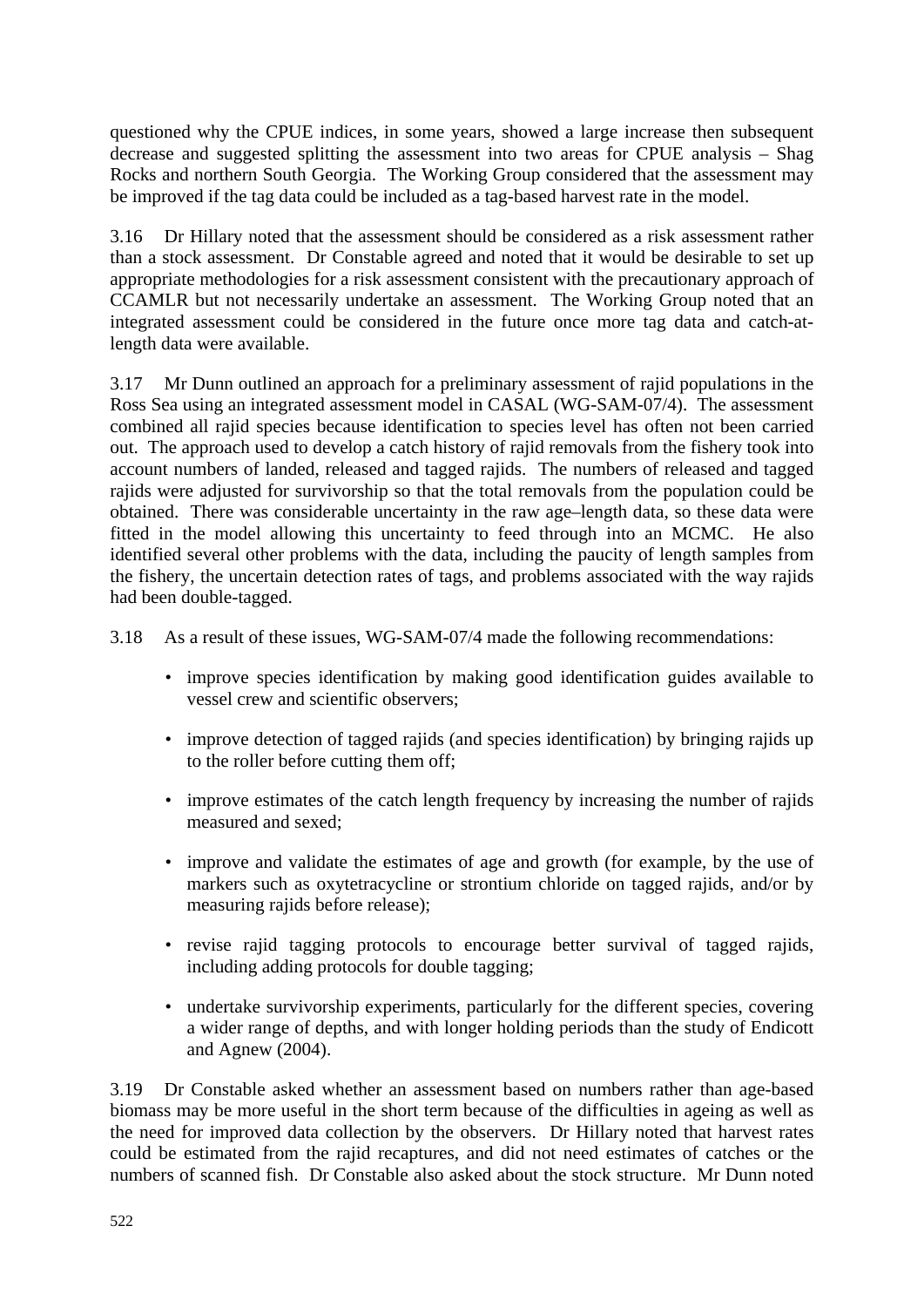questioned why the CPUE indices, in some years, showed a large increase then subsequent decrease and suggested splitting the assessment into two areas for CPUE analysis – Shag Rocks and northern South Georgia. The Working Group considered that the assessment may be improved if the tag data could be included as a tag-based harvest rate in the model.

3.16 Dr Hillary noted that the assessment should be considered as a risk assessment rather than a stock assessment. Dr Constable agreed and noted that it would be desirable to set up appropriate methodologies for a risk assessment consistent with the precautionary approach of CCAMLR but not necessarily undertake an assessment. The Working Group noted that an integrated assessment could be considered in the future once more tag data and catch-at-length data were available.

3.17 Mr Dunn outlined an approach for a preliminary assessment of rajid populations in the Ross Sea using an integrated assessment model in CASAL (WG-SAM-07/4). The assessment combined all rajid species because identification to species level has often not been carried out. The approach used to develop a catch history of rajid removals from the fishery took into account numbers of landed, released and tagged rajids. The numbers of released and tagged rajids were adjusted for survivorship so that the total removals from the population could be obtained. There was considerable uncertainty in the raw age–length data, so these data were fitted in the model allowing this uncertainty to feed through into an MCMC. He also identified several other problems with the data, including the paucity of length samples from the fishery, the uncertain detection rates of tags, and problems associated with the way rajids had been double-tagged.

3.18 As a result of these issues, WG-SAM-07/4 made the following recommendations:

- improve species identification by making good identification guides available to vessel crew and scientific observers;
- improve detection of tagged rajids (and species identification) by bringing rajids up to the roller before cutting them off;
- improve estimates of the catch length frequency by increasing the number of rajids measured and sexed;
- improve and validate the estimates of age and growth (for example, by the use of markers such as oxytetracycline or strontium chloride on tagged rajids, and/or by measuring rajids before release);
- revise rajid tagging protocols to encourage better survival of tagged rajids, including adding protocols for double tagging;
- undertake survivorship experiments, particularly for the different species, covering a wider range of depths, and with longer holding periods than the study of Endicott and Agnew (2004).

3.19 Dr Constable asked whether an assessment based on numbers rather than age-based biomass may be more useful in the short term because of the difficulties in ageing as well as the need for improved data collection by the observers. Dr Hillary noted that harvest rates could be estimated from the rajid recaptures, and did not need estimates of catches or the numbers of scanned fish. Dr Constable also asked about the stock structure. Mr Dunn noted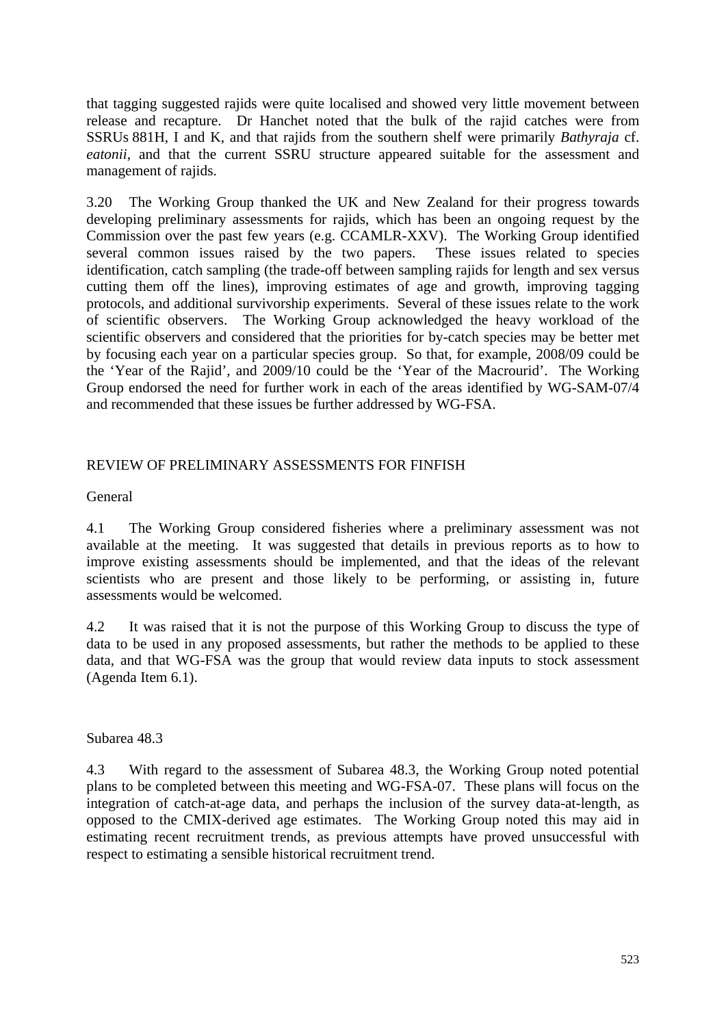that tagging suggested rajids were quite localised and showed very little movement between release and recapture. Dr Hanchet noted that the bulk of the rajid catches were from SSRUs 881H, I and K, and that rajids from the southern shelf were primarily *Bathyraja* cf. *eatonii*, and that the current SSRU structure appeared suitable for the assessment and management of rajids.

3.20 The Working Group thanked the UK and New Zealand for their progress towards developing preliminary assessments for rajids, which has been an ongoing request by the Commission over the past few years (e.g. CCAMLR-XXV). The Working Group identified several common issues raised by the two papers. These issues related to species identification, catch sampling (the trade-off between sampling rajids for length and sex versus cutting them off the lines), improving estimates of age and growth, improving tagging protocols, and additional survivorship experiments. Several of these issues relate to the work of scientific observers. The Working Group acknowledged the heavy workload of the scientific observers and considered that the priorities for by-catch species may be better met by focusing each year on a particular species group. So that, for example, 2008/09 could be the 'Year of the Rajid', and 2009/10 could be the 'Year of the Macrourid'. The Working Group endorsed the need for further work in each of the areas identified by WG-SAM-07/4 and recommended that these issues be further addressed by WG-FSA.

## REVIEW OF PRELIMINARY ASSESSMENTS FOR FINFISH

### General

4.1 The Working Group considered fisheries where a preliminary assessment was not available at the meeting. It was suggested that details in previous reports as to how to improve existing assessments should be implemented, and that the ideas of the relevant scientists who are present and those likely to be performing, or assisting in, future assessments would be welcomed.

4.2 It was raised that it is not the purpose of this Working Group to discuss the type of data to be used in any proposed assessments, but rather the methods to be applied to these data, and that WG-FSA was the group that would review data inputs to stock assessment (Agenda Item 6.1).

### Subarea 48.3

4.3 With regard to the assessment of Subarea 48.3, the Working Group noted potential plans to be completed between this meeting and WG-FSA-07. These plans will focus on the integration of catch-at-age data, and perhaps the inclusion of the survey data-at-length, as opposed to the CMIX-derived age estimates. The Working Group noted this may aid in estimating recent recruitment trends, as previous attempts have proved unsuccessful with respect to estimating a sensible historical recruitment trend.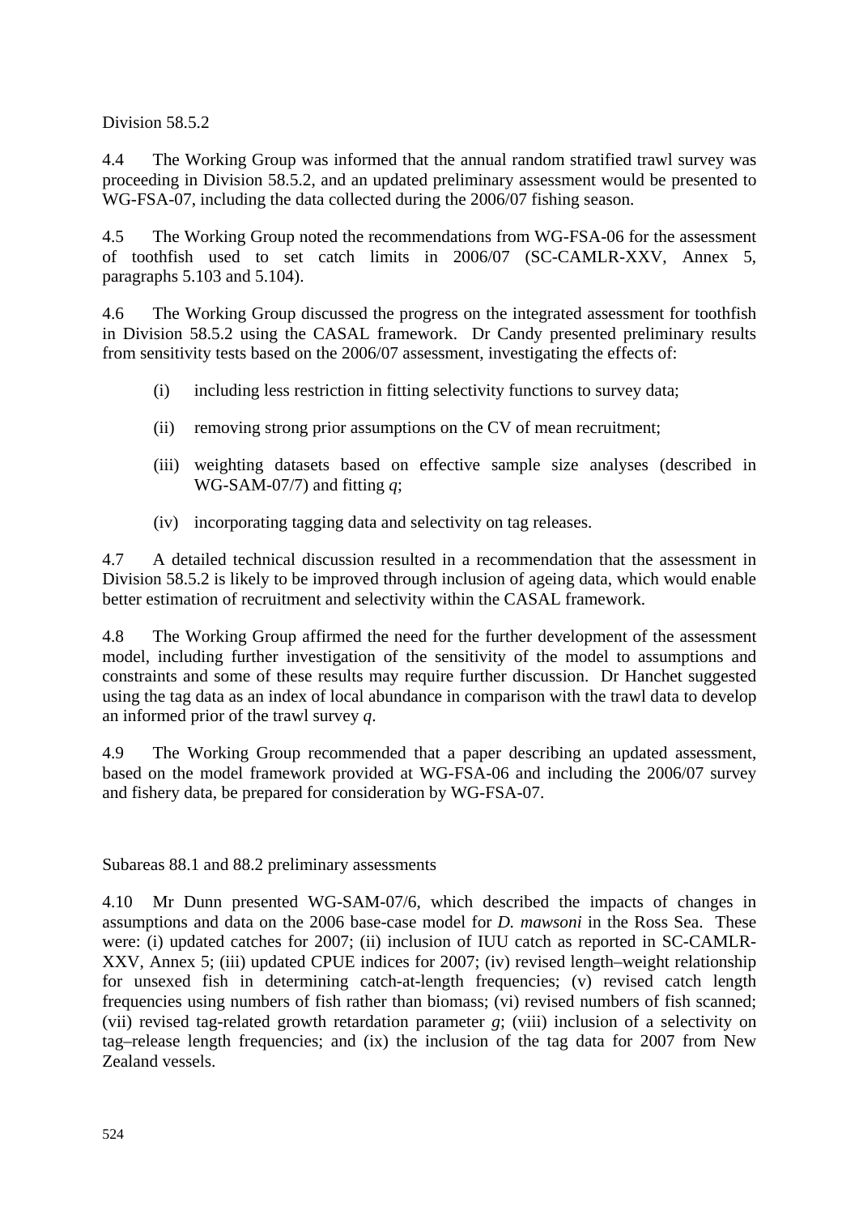Division 58.5.2

4.4 The Working Group was informed that the annual random stratified trawl survey was proceeding in Division 58.5.2, and an updated preliminary assessment would be presented to WG-FSA-07, including the data collected during the 2006/07 fishing season.

4.5 The Working Group noted the recommendations from WG-FSA-06 for the assessment of toothfish used to set catch limits in 2006/07 (SC-CAMLR-XXV, Annex 5, paragraphs 5.103 and 5.104).

4.6 The Working Group discussed the progress on the integrated assessment for toothfish in Division 58.5.2 using the CASAL framework. Dr Candy presented preliminary results from sensitivity tests based on the 2006/07 assessment, investigating the effects of:

(i) including less restriction in fitting selectivity functions to survey data;

(ii) removing strong prior assumptions on the CV of mean recruitment;

(iii) weighting datasets based on effective sample size analyses (described in WG-SAM-07/7) and fitting *q*;

(iv) incorporating tagging data and selectivity on tag releases.

4.7 A detailed technical discussion resulted in a recommendation that the assessment in Division 58.5.2 is likely to be improved through inclusion of ageing data, which would enable better estimation of recruitment and selectivity within the CASAL framework.

4.8 The Working Group affirmed the need for the further development of the assessment model, including further investigation of the sensitivity of the model to assumptions and constraints and some of these results may require further discussion. Dr Hanchet suggested using the tag data as an index of local abundance in comparison with the trawl data to develop an informed prior of the trawl survey *q*.

4.9 The Working Group recommended that a paper describing an updated assessment, based on the model framework provided at WG-FSA-06 and including the 2006/07 survey and fishery data, be prepared for consideration by WG-FSA-07.

Subareas 88.1 and 88.2 preliminary assessments

4.10 Mr Dunn presented WG-SAM-07/6, which described the impacts of changes in assumptions and data on the 2006 base-case model for *D. mawsoni* in the Ross Sea. These were: (i) updated catches for 2007; (ii) inclusion of IUU catch as reported in SC-CAMLR-XXV, Annex 5; (iii) updated CPUE indices for 2007; (iv) revised length–weight relationship for unsexed fish in determining catch-at-length frequencies; (v) revised catch length frequencies using numbers of fish rather than biomass; (vi) revised numbers of fish scanned; (vii) revised tag-related growth retardation parameter *g*; (viii) inclusion of a selectivity on tag–release length frequencies; and (ix) the inclusion of the tag data for 2007 from New Zealand vessels.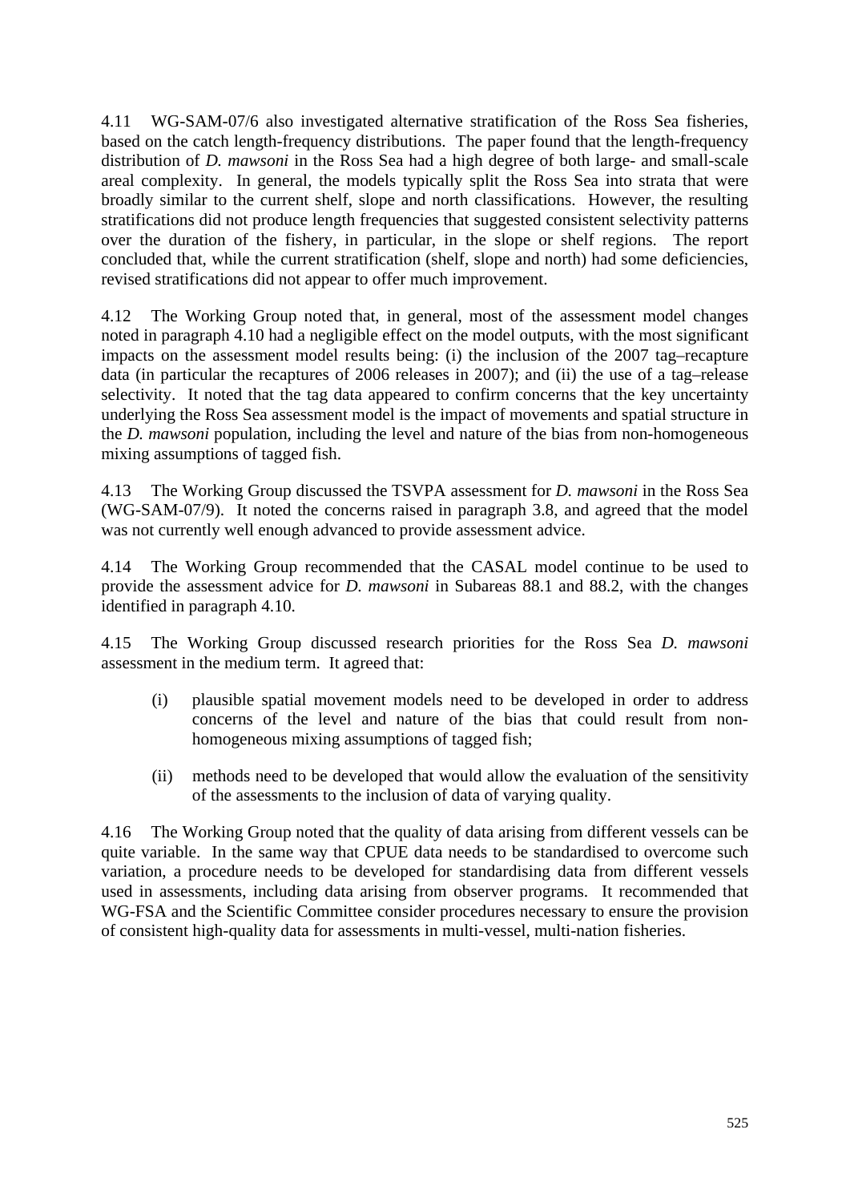4.11 WG-SAM-07/6 also investigated alternative stratification of the Ross Sea fisheries, based on the catch length-frequency distributions. The paper found that the length-frequency distribution of *D. mawsoni* in the Ross Sea had a high degree of both large- and small-scale areal complexity. In general, the models typically split the Ross Sea into strata that were broadly similar to the current shelf, slope and north classifications. However, the resulting stratifications did not produce length frequencies that suggested consistent selectivity patterns over the duration of the fishery, in particular, in the slope or shelf regions. The report concluded that, while the current stratification (shelf, slope and north) had some deficiencies, revised stratifications did not appear to offer much improvement.

4.12 The Working Group noted that, in general, most of the assessment model changes noted in paragraph 4.10 had a negligible effect on the model outputs, with the most significant impacts on the assessment model results being: (i) the inclusion of the 2007 tag–recapture data (in particular the recaptures of 2006 releases in 2007); and (ii) the use of a tag–release selectivity. It noted that the tag data appeared to confirm concerns that the key uncertainty underlying the Ross Sea assessment model is the impact of movements and spatial structure in the *D. mawsoni* population, including the level and nature of the bias from non-homogeneous mixing assumptions of tagged fish.

4.13 The Working Group discussed the TSVPA assessment for *D. mawsoni* in the Ross Sea (WG-SAM-07/9). It noted the concerns raised in paragraph 3.8, and agreed that the model was not currently well enough advanced to provide assessment advice.

4.14 The Working Group recommended that the CASAL model continue to be used to provide the assessment advice for *D. mawsoni* in Subareas 88.1 and 88.2, with the changes identified in paragraph 4.10.

4.15 The Working Group discussed research priorities for the Ross Sea *D. mawsoni* assessment in the medium term. It agreed that:

(i) plausible spatial movement models need to be developed in order to address concerns of the level and nature of the bias that could result from non-homogeneous mixing assumptions of tagged fish;

(ii) methods need to be developed that would allow the evaluation of the sensitivity of the assessments to the inclusion of data of varying quality.

4.16 The Working Group noted that the quality of data arising from different vessels can be quite variable. In the same way that CPUE data needs to be standardised to overcome such variation, a procedure needs to be developed for standardising data from different vessels used in assessments, including data arising from observer programs. It recommended that WG-FSA and the Scientific Committee consider procedures necessary to ensure the provision of consistent high-quality data for assessments in multi-vessel, multi-nation fisheries.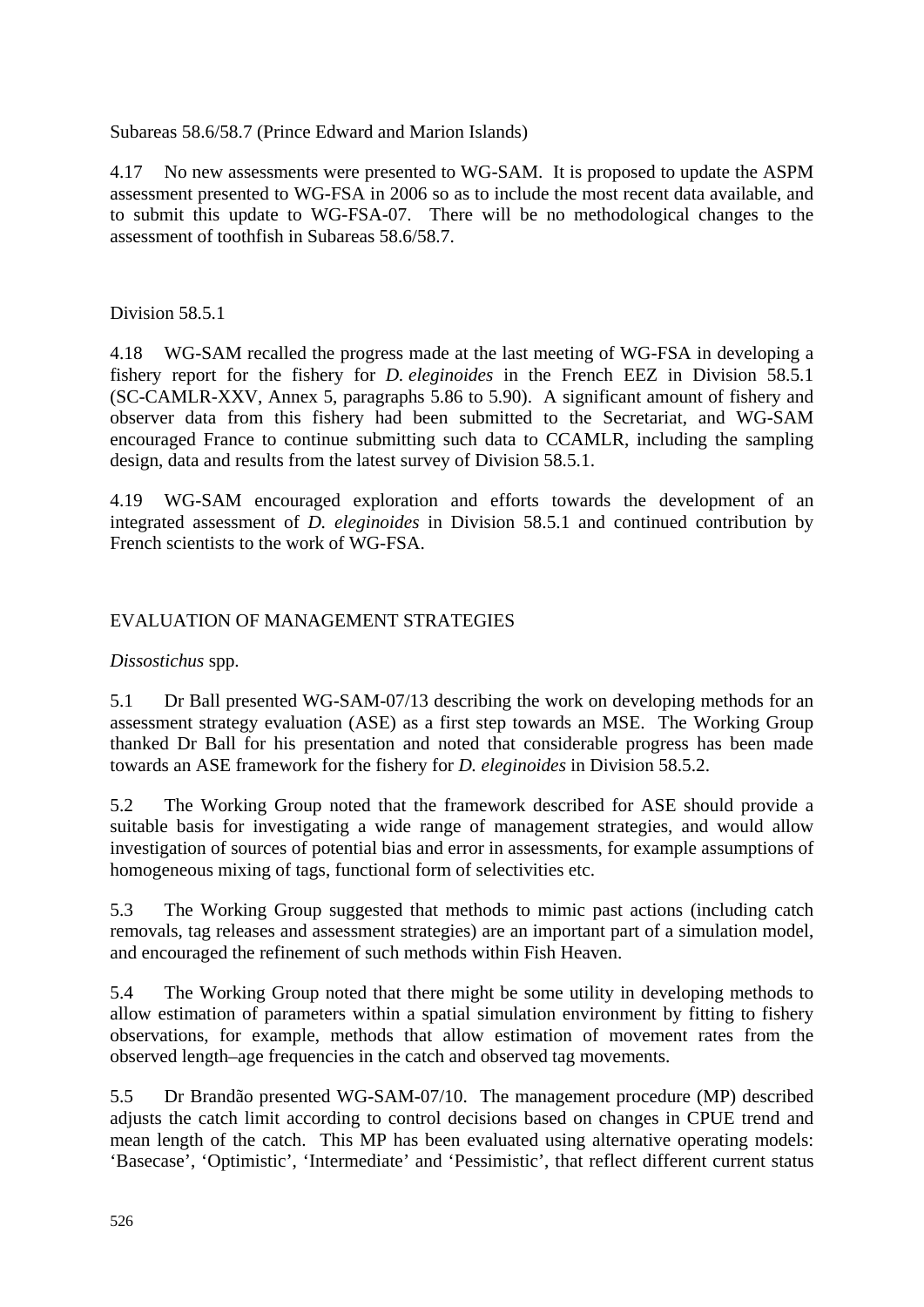Subareas 58.6/58.7 (Prince Edward and Marion Islands)

4.17 No new assessments were presented to WG-SAM. It is proposed to update the ASPM assessment presented to WG-FSA in 2006 so as to include the most recent data available, and to submit this update to WG-FSA-07. There will be no methodological changes to the assessment of toothfish in Subareas 58.6/58.7.

Division 58.5.1

4.18 WG-SAM recalled the progress made at the last meeting of WG-FSA in developing a fishery report for the fishery for *D. eleginoides* in the French EEZ in Division 58.5.1 (SC-CAMLR-XXV, Annex 5, paragraphs 5.86 to 5.90). A significant amount of fishery and observer data from this fishery had been submitted to the Secretariat, and WG-SAM encouraged France to continue submitting such data to CCAMLR, including the sampling design, data and results from the latest survey of Division 58.5.1.

4.19 WG-SAM encouraged exploration and efforts towards the development of an integrated assessment of *D. eleginoides* in Division 58.5.1 and continued contribution by French scientists to the work of WG-FSA.

## EVALUATION OF MANAGEMENT STRATEGIES

*Dissostichus* spp.

5.1 Dr Ball presented WG-SAM-07/13 describing the work on developing methods for an assessment strategy evaluation (ASE) as a first step towards an MSE. The Working Group thanked Dr Ball for his presentation and noted that considerable progress has been made towards an ASE framework for the fishery for *D. eleginoides* in Division 58.5.2.

5.2 The Working Group noted that the framework described for ASE should provide a suitable basis for investigating a wide range of management strategies, and would allow investigation of sources of potential bias and error in assessments, for example assumptions of homogeneous mixing of tags, functional form of selectivities etc.

5.3 The Working Group suggested that methods to mimic past actions (including catch removals, tag releases and assessment strategies) are an important part of a simulation model, and encouraged the refinement of such methods within Fish Heaven.

5.4 The Working Group noted that there might be some utility in developing methods to allow estimation of parameters within a spatial simulation environment by fitting to fishery observations, for example, methods that allow estimation of movement rates from the observed length–age frequencies in the catch and observed tag movements.

5.5 Dr Brandão presented WG-SAM-07/10. The management procedure (MP) described adjusts the catch limit according to control decisions based on changes in CPUE trend and mean length of the catch. This MP has been evaluated using alternative operating models: 'Basecase', 'Optimistic', 'Intermediate' and 'Pessimistic', that reflect different current status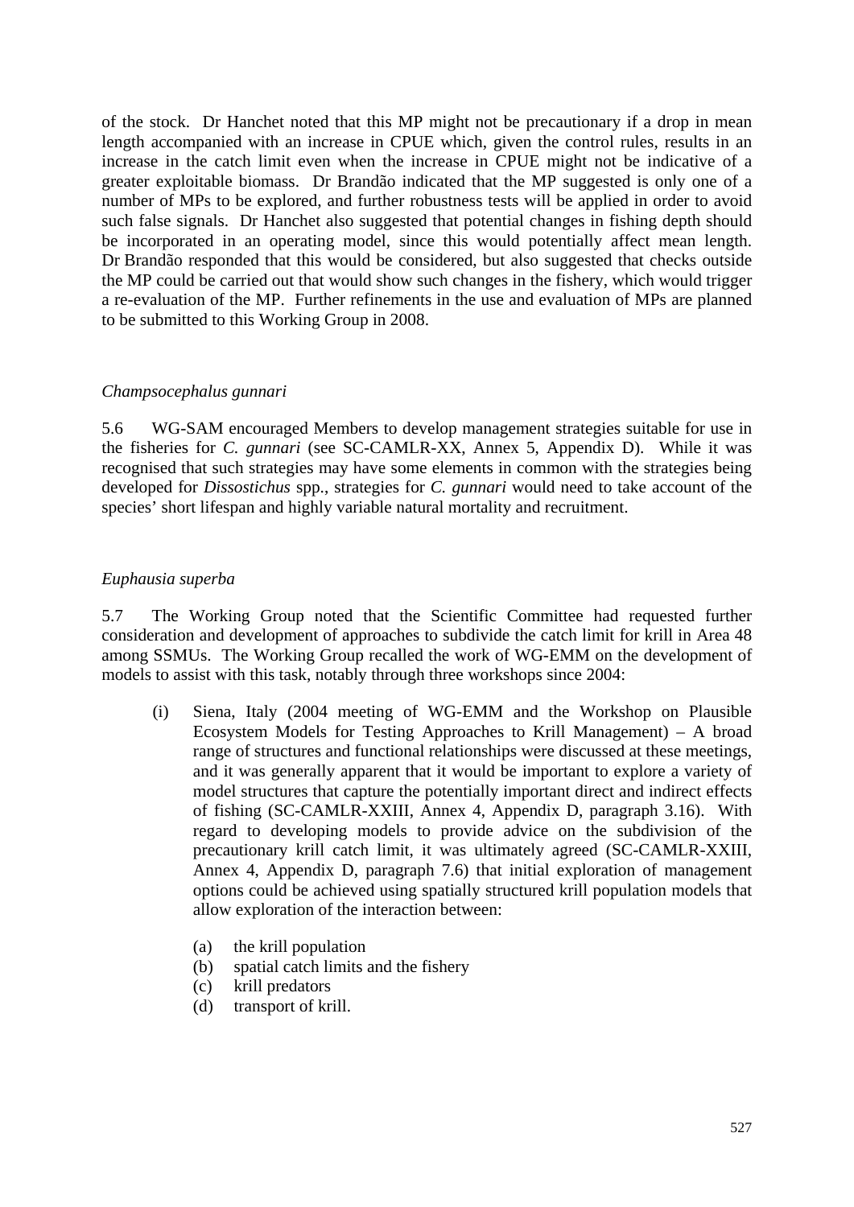of the stock. Dr Hanchet noted that this MP might not be precautionary if a drop in mean length accompanied with an increase in CPUE which, given the control rules, results in an increase in the catch limit even when the increase in CPUE might not be indicative of a greater exploitable biomass. Dr Brandão indicated that the MP suggested is only one of a number of MPs to be explored, and further robustness tests will be applied in order to avoid such false signals. Dr Hanchet also suggested that potential changes in fishing depth should be incorporated in an operating model, since this would potentially affect mean length. Dr Brandão responded that this would be considered, but also suggested that checks outside the MP could be carried out that would show such changes in the fishery, which would trigger a re-evaluation of the MP. Further refinements in the use and evaluation of MPs are planned to be submitted to this Working Group in 2008.

### *Champsocephalus gunnari*

5.6 WG-SAM encouraged Members to develop management strategies suitable for use in the fisheries for *C. gunnari* (see SC-CAMLR-XX, Annex 5, Appendix D). While it was recognised that such strategies may have some elements in common with the strategies being developed for *Dissostichus* spp., strategies for *C. gunnari* would need to take account of the species' short lifespan and highly variable natural mortality and recruitment.

### *Euphausia superba*

5.7 The Working Group noted that the Scientific Committee had requested further consideration and development of approaches to subdivide the catch limit for krill in Area 48 among SSMUs. The Working Group recalled the work of WG-EMM on the development of models to assist with this task, notably through three workshops since 2004:

(i) Siena, Italy (2004 meeting of WG-EMM and the Workshop on Plausible Ecosystem Models for Testing Approaches to Krill Management) – A broad range of structures and functional relationships were discussed at these meetings, and it was generally apparent that it would be important to explore a variety of model structures that capture the potentially important direct and indirect effects of fishing (SC-CAMLR-XXIII, Annex 4, Appendix D, paragraph 3.16). With regard to developing models to provide advice on the subdivision of the precautionary krill catch limit, it was ultimately agreed (SC-CAMLR-XXIII, Annex 4, Appendix D, paragraph 7.6) that initial exploration of management options could be achieved using spatially structured krill population models that allow exploration of the interaction between:

   (a) the krill population
   (b) spatial catch limits and the fishery
   (c) krill predators
   (d) transport of krill.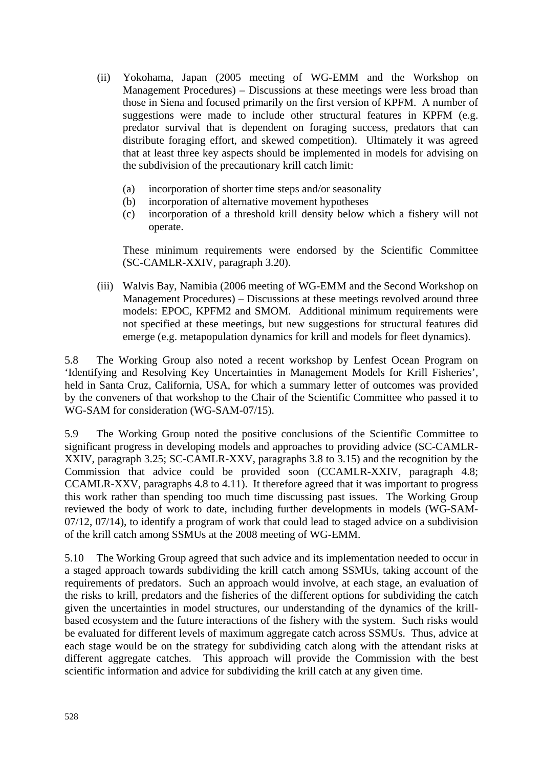(ii) Yokohama, Japan (2005 meeting of WG-EMM and the Workshop on Management Procedures) – Discussions at these meetings were less broad than those in Siena and focused primarily on the first version of KPFM. A number of suggestions were made to include other structural features in KPFM (e.g. predator survival that is dependent on foraging success, predators that can distribute foraging effort, and skewed competition). Ultimately it was agreed that at least three key aspects should be implemented in models for advising on the subdivision of the precautionary krill catch limit:

   (a) incorporation of shorter time steps and/or seasonality
   (b) incorporation of alternative movement hypotheses
   (c) incorporation of a threshold krill density below which a fishery will not operate.

   These minimum requirements were endorsed by the Scientific Committee (SC-CAMLR-XXIV, paragraph 3.20).

(iii) Walvis Bay, Namibia (2006 meeting of WG-EMM and the Second Workshop on Management Procedures) – Discussions at these meetings revolved around three models: EPOC, KPFM2 and SMOM. Additional minimum requirements were not specified at these meetings, but new suggestions for structural features did emerge (e.g. metapopulation dynamics for krill and models for fleet dynamics).

5.8 The Working Group also noted a recent workshop by Lenfest Ocean Program on 'Identifying and Resolving Key Uncertainties in Management Models for Krill Fisheries', held in Santa Cruz, California, USA, for which a summary letter of outcomes was provided by the conveners of that workshop to the Chair of the Scientific Committee who passed it to WG-SAM for consideration (WG-SAM-07/15).

5.9 The Working Group noted the positive conclusions of the Scientific Committee to significant progress in developing models and approaches to providing advice (SC-CAMLR-XXIV, paragraph 3.25; SC-CAMLR-XXV, paragraphs 3.8 to 3.15) and the recognition by the Commission that advice could be provided soon (CCAMLR-XXIV, paragraph 4.8; CCAMLR-XXV, paragraphs 4.8 to 4.11). It therefore agreed that it was important to progress this work rather than spending too much time discussing past issues. The Working Group reviewed the body of work to date, including further developments in models (WG-SAM-07/12, 07/14), to identify a program of work that could lead to staged advice on a subdivision of the krill catch among SSMUs at the 2008 meeting of WG-EMM.

5.10 The Working Group agreed that such advice and its implementation needed to occur in a staged approach towards subdividing the krill catch among SSMUs, taking account of the requirements of predators. Such an approach would involve, at each stage, an evaluation of the risks to krill, predators and the fisheries of the different options for subdividing the catch given the uncertainties in model structures, our understanding of the dynamics of the krill-based ecosystem and the future interactions of the fishery with the system. Such risks would be evaluated for different levels of maximum aggregate catch across SSMUs. Thus, advice at each stage would be on the strategy for subdividing catch along with the attendant risks at different aggregate catches. This approach will provide the Commission with the best scientific information and advice for subdividing the krill catch at any given time.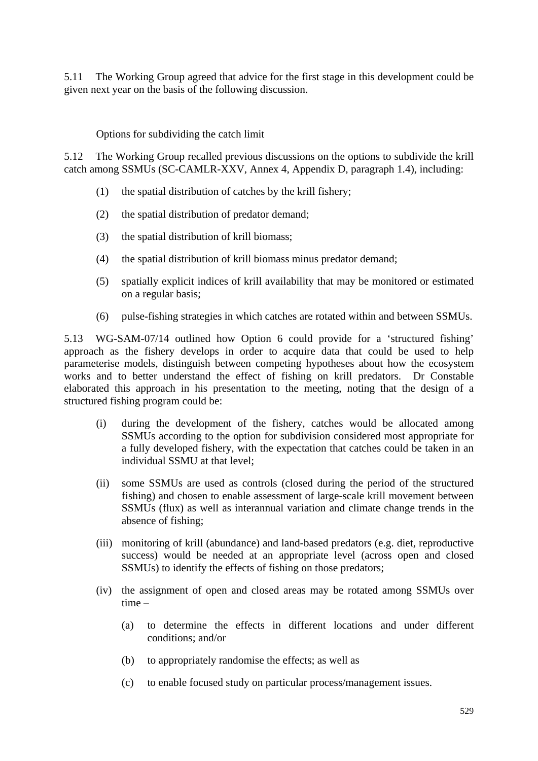5.11 The Working Group agreed that advice for the first stage in this development could be given next year on the basis of the following discussion.

### Options for subdividing the catch limit

5.12 The Working Group recalled previous discussions on the options to subdivide the krill catch among SSMUs (SC-CAMLR-XXV, Annex 4, Appendix D, paragraph 1.4), including:

(1) the spatial distribution of catches by the krill fishery;

(2) the spatial distribution of predator demand;

(3) the spatial distribution of krill biomass;

(4) the spatial distribution of krill biomass minus predator demand;

(5) spatially explicit indices of krill availability that may be monitored or estimated on a regular basis;

(6) pulse-fishing strategies in which catches are rotated within and between SSMUs.

5.13 WG-SAM-07/14 outlined how Option 6 could provide for a 'structured fishing' approach as the fishery develops in order to acquire data that could be used to help parameterise models, distinguish between competing hypotheses about how the ecosystem works and to better understand the effect of fishing on krill predators. Dr Constable elaborated this approach in his presentation to the meeting, noting that the design of a structured fishing program could be:

(i) during the development of the fishery, catches would be allocated among SSMUs according to the option for subdivision considered most appropriate for a fully developed fishery, with the expectation that catches could be taken in an individual SSMU at that level;

(ii) some SSMUs are used as controls (closed during the period of the structured fishing) and chosen to enable assessment of large-scale krill movement between SSMUs (flux) as well as interannual variation and climate change trends in the absence of fishing;

(iii) monitoring of krill (abundance) and land-based predators (e.g. diet, reproductive success) would be needed at an appropriate level (across open and closed SSMUs) to identify the effects of fishing on those predators;

(iv) the assignment of open and closed areas may be rotated among SSMUs over time –

  (a) to determine the effects in different locations and under different conditions; and/or

  (b) to appropriately randomise the effects; as well as

  (c) to enable focused study on particular process/management issues.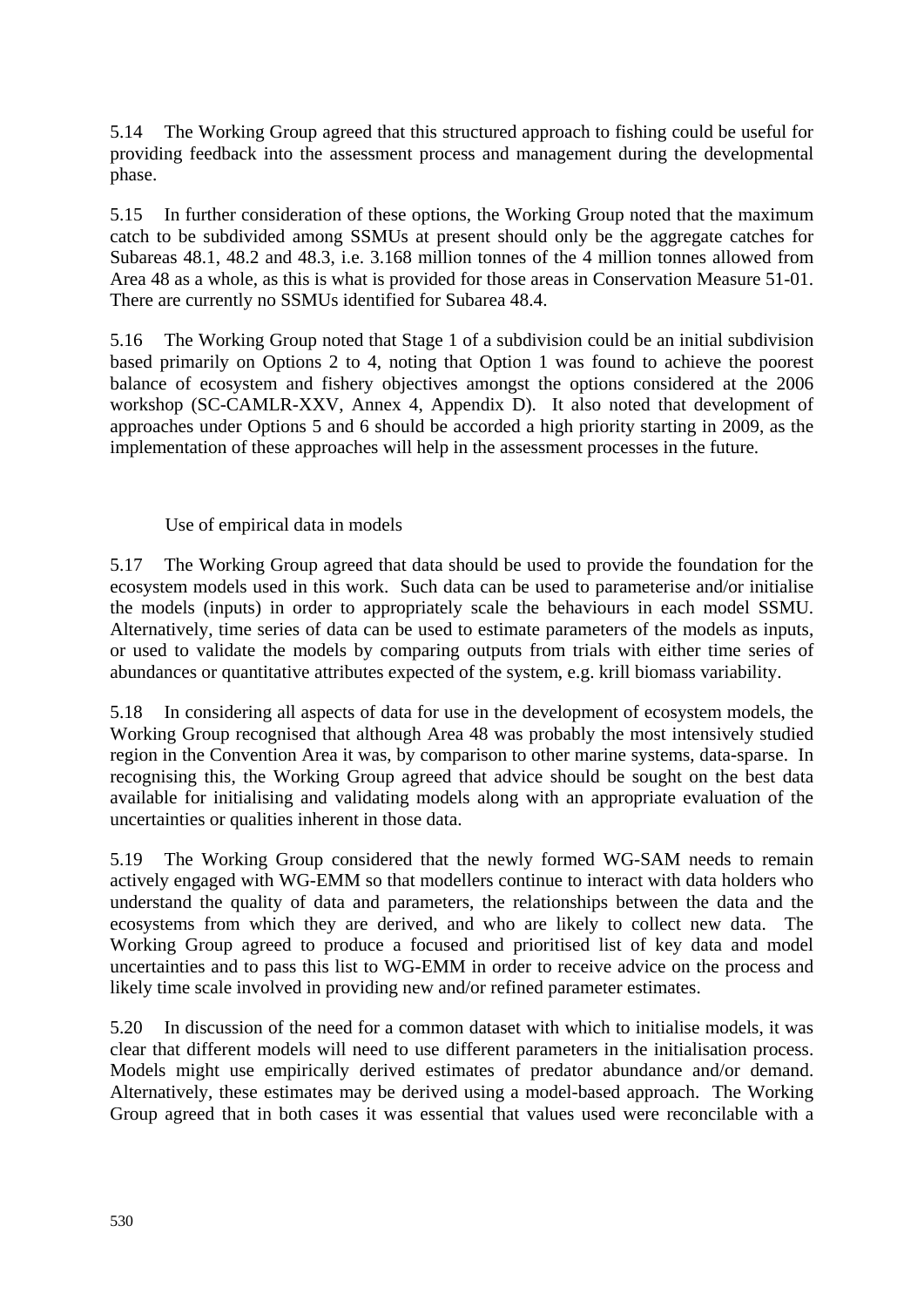5.14 The Working Group agreed that this structured approach to fishing could be useful for providing feedback into the assessment process and management during the developmental phase.

5.15 In further consideration of these options, the Working Group noted that the maximum catch to be subdivided among SSMUs at present should only be the aggregate catches for Subareas 48.1, 48.2 and 48.3, i.e. 3.168 million tonnes of the 4 million tonnes allowed from Area 48 as a whole, as this is what is provided for those areas in Conservation Measure 51-01. There are currently no SSMUs identified for Subarea 48.4.

5.16 The Working Group noted that Stage 1 of a subdivision could be an initial subdivision based primarily on Options 2 to 4, noting that Option 1 was found to achieve the poorest balance of ecosystem and fishery objectives amongst the options considered at the 2006 workshop (SC-CAMLR-XXV, Annex 4, Appendix D). It also noted that development of approaches under Options 5 and 6 should be accorded a high priority starting in 2009, as the implementation of these approaches will help in the assessment processes in the future.

### Use of empirical data in models

5.17 The Working Group agreed that data should be used to provide the foundation for the ecosystem models used in this work. Such data can be used to parameterise and/or initialise the models (inputs) in order to appropriately scale the behaviours in each model SSMU. Alternatively, time series of data can be used to estimate parameters of the models as inputs, or used to validate the models by comparing outputs from trials with either time series of abundances or quantitative attributes expected of the system, e.g. krill biomass variability.

5.18 In considering all aspects of data for use in the development of ecosystem models, the Working Group recognised that although Area 48 was probably the most intensively studied region in the Convention Area it was, by comparison to other marine systems, data-sparse. In recognising this, the Working Group agreed that advice should be sought on the best data available for initialising and validating models along with an appropriate evaluation of the uncertainties or qualities inherent in those data.

5.19 The Working Group considered that the newly formed WG-SAM needs to remain actively engaged with WG-EMM so that modellers continue to interact with data holders who understand the quality of data and parameters, the relationships between the data and the ecosystems from which they are derived, and who are likely to collect new data. The Working Group agreed to produce a focused and prioritised list of key data and model uncertainties and to pass this list to WG-EMM in order to receive advice on the process and likely time scale involved in providing new and/or refined parameter estimates.

5.20 In discussion of the need for a common dataset with which to initialise models, it was clear that different models will need to use different parameters in the initialisation process. Models might use empirically derived estimates of predator abundance and/or demand. Alternatively, these estimates may be derived using a model-based approach. The Working Group agreed that in both cases it was essential that values used were reconcilable with a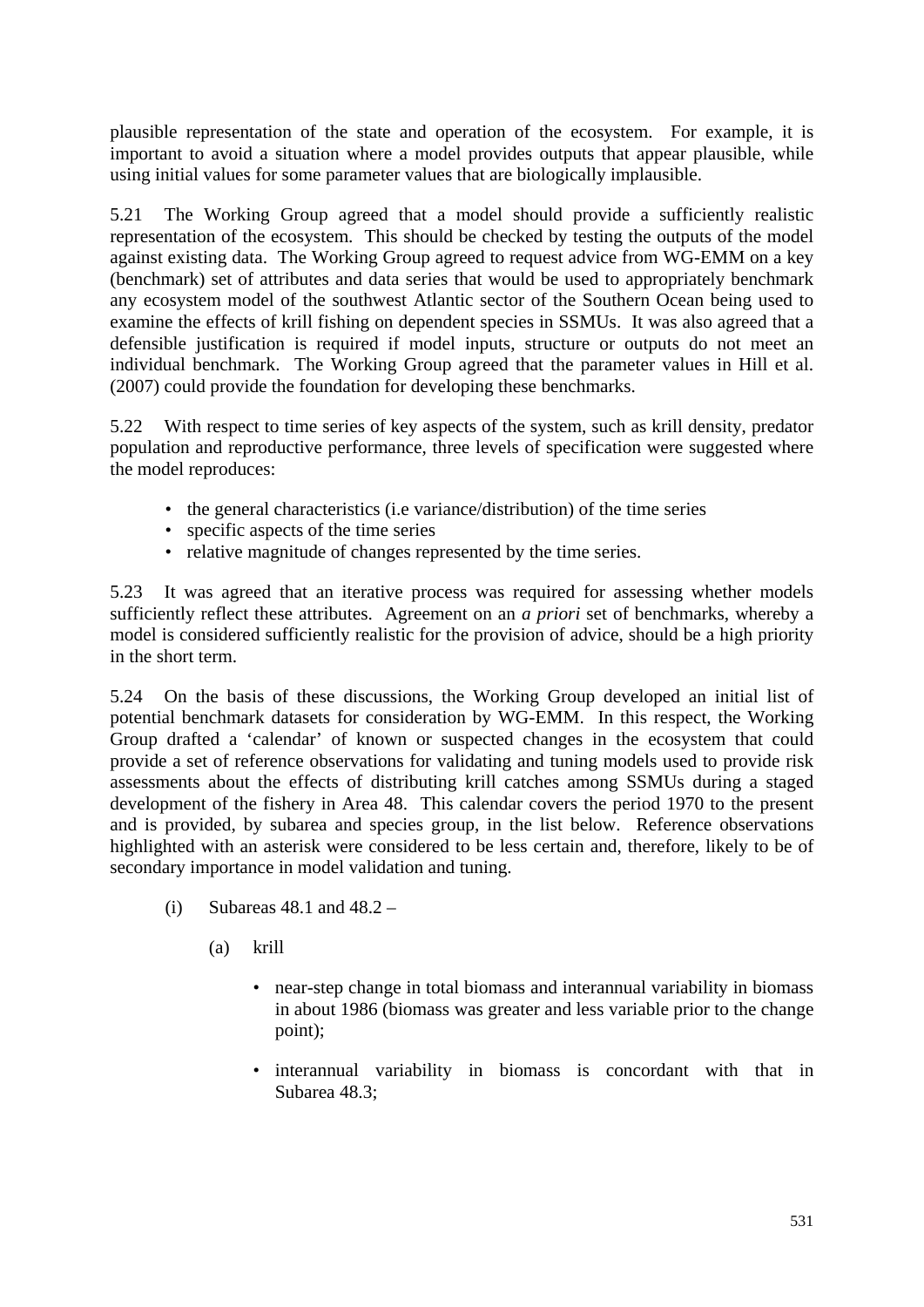plausible representation of the state and operation of the ecosystem. For example, it is important to avoid a situation where a model provides outputs that appear plausible, while using initial values for some parameter values that are biologically implausible.

5.21 The Working Group agreed that a model should provide a sufficiently realistic representation of the ecosystem. This should be checked by testing the outputs of the model against existing data. The Working Group agreed to request advice from WG-EMM on a key (benchmark) set of attributes and data series that would be used to appropriately benchmark any ecosystem model of the southwest Atlantic sector of the Southern Ocean being used to examine the effects of krill fishing on dependent species in SSMUs. It was also agreed that a defensible justification is required if model inputs, structure or outputs do not meet an individual benchmark. The Working Group agreed that the parameter values in Hill et al. (2007) could provide the foundation for developing these benchmarks.

5.22 With respect to time series of key aspects of the system, such as krill density, predator population and reproductive performance, three levels of specification were suggested where the model reproduces:

- the general characteristics (i.e variance/distribution) of the time series
- specific aspects of the time series
- relative magnitude of changes represented by the time series.

5.23 It was agreed that an iterative process was required for assessing whether models sufficiently reflect these attributes. Agreement on an *a priori* set of benchmarks, whereby a model is considered sufficiently realistic for the provision of advice, should be a high priority in the short term.

5.24 On the basis of these discussions, the Working Group developed an initial list of potential benchmark datasets for consideration by WG-EMM. In this respect, the Working Group drafted a 'calendar' of known or suspected changes in the ecosystem that could provide a set of reference observations for validating and tuning models used to provide risk assessments about the effects of distributing krill catches among SSMUs during a staged development of the fishery in Area 48. This calendar covers the period 1970 to the present and is provided, by subarea and species group, in the list below. Reference observations highlighted with an asterisk were considered to be less certain and, therefore, likely to be of secondary importance in model validation and tuning.

(i) Subareas 48.1 and 48.2 –

(a) krill

- near-step change in total biomass and interannual variability in biomass in about 1986 (biomass was greater and less variable prior to the change point);

- interannual variability in biomass is concordant with that in Subarea 48.3;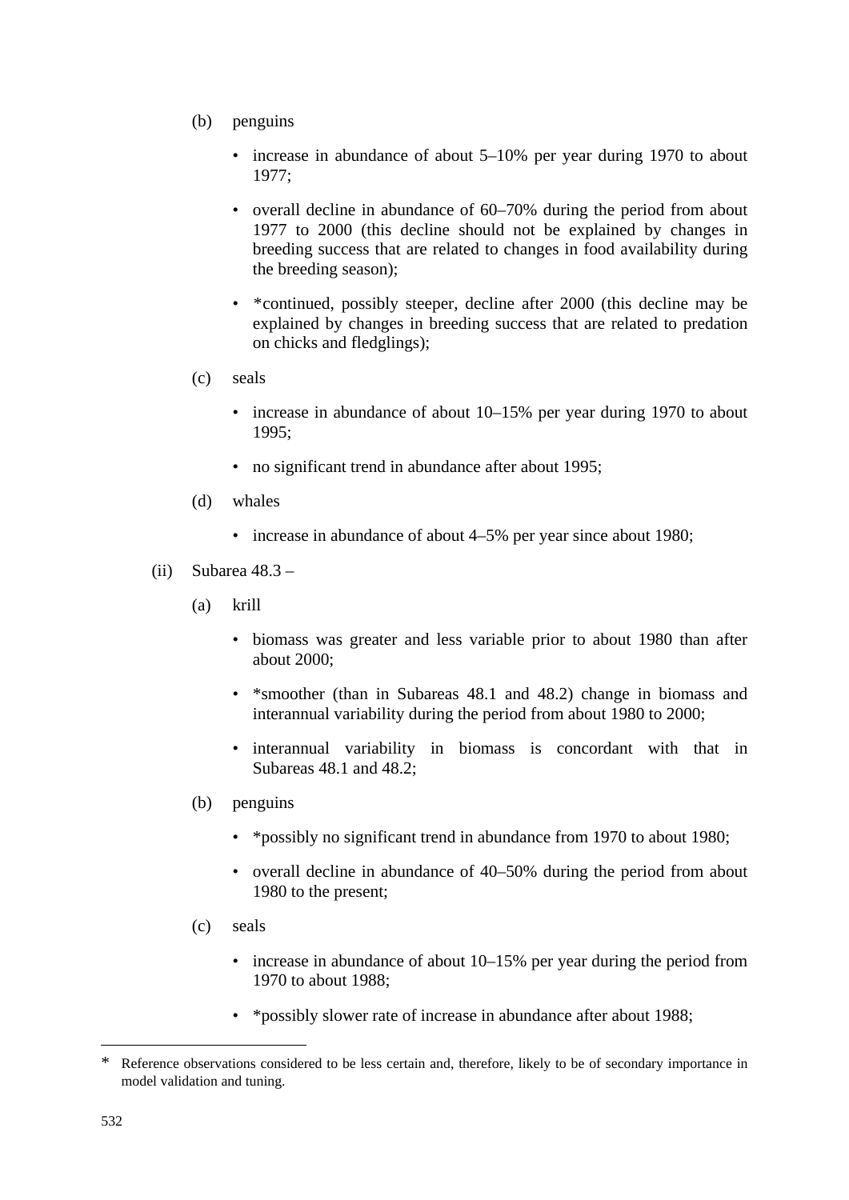(b) penguins

- increase in abundance of about 5–10% per year during 1970 to about 1977;
- overall decline in abundance of 60–70% during the period from about 1977 to 2000 (this decline should not be explained by changes in breeding success that are related to changes in food availability during the breeding season);
- *continued, possibly steeper, decline after 2000 (this decline may be explained by changes in breeding success that are related to predation on chicks and fledglings);

(c) seals

- increase in abundance of about 10–15% per year during 1970 to about 1995;
- no significant trend in abundance after about 1995;

(d) whales

- increase in abundance of about 4–5% per year since about 1980;

(ii) Subarea 48.3 –

(a) krill

- biomass was greater and less variable prior to about 1980 than after about 2000;
- *smoother (than in Subareas 48.1 and 48.2) change in biomass and interannual variability during the period from about 1980 to 2000;
- interannual variability in biomass is concordant with that in Subareas 48.1 and 48.2;

(b) penguins

- *possibly no significant trend in abundance from 1970 to about 1980;
- overall decline in abundance of 40–50% during the period from about 1980 to the present;

(c) seals

- increase in abundance of about 10–15% per year during the period from 1970 to about 1988;
- *possibly slower rate of increase in abundance after about 1988;

---

\* Reference observations considered to be less certain and, therefore, likely to be of secondary importance in model validation and tuning.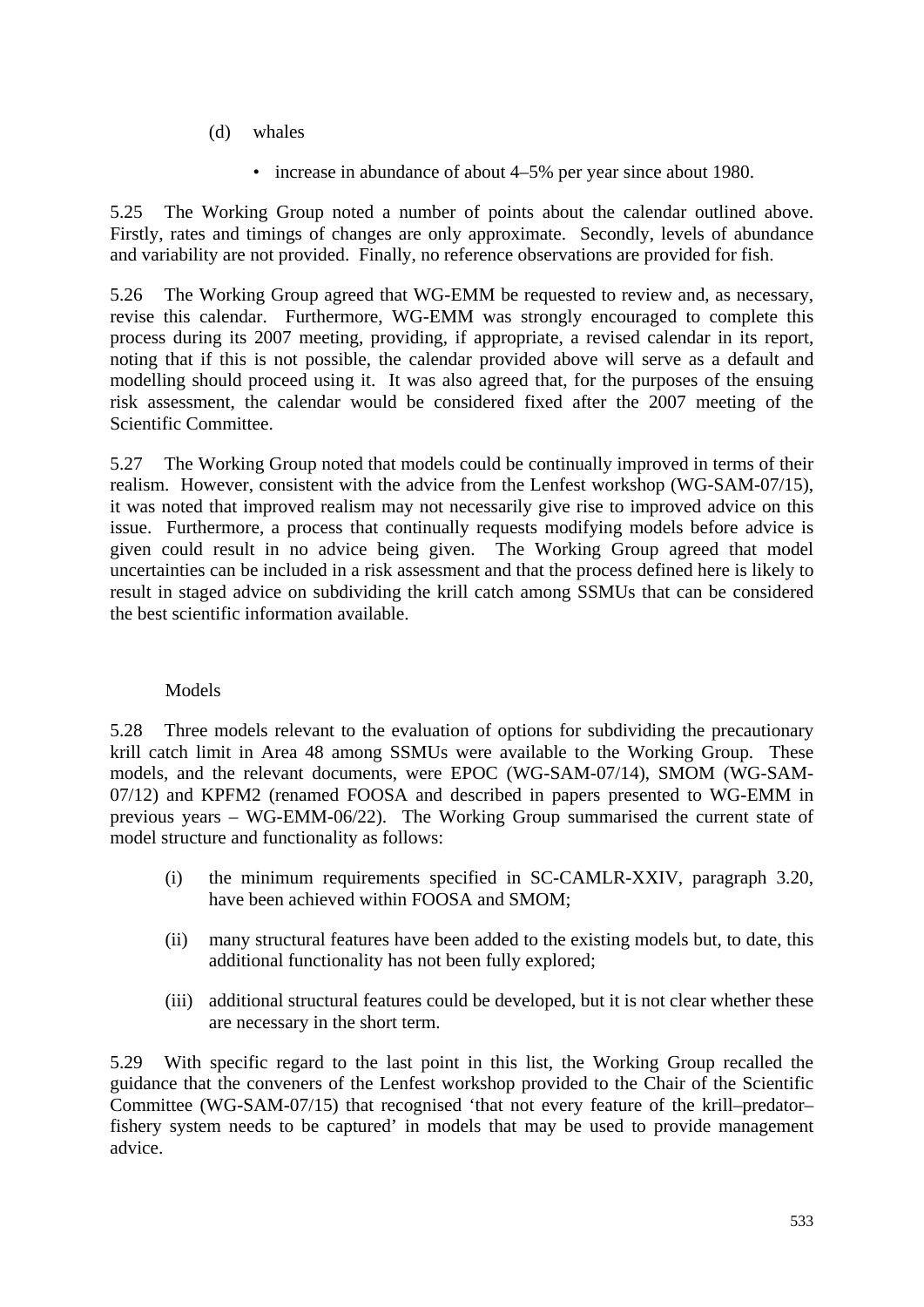(d) whales

- increase in abundance of about 4–5% per year since about 1980.

5.25 The Working Group noted a number of points about the calendar outlined above. Firstly, rates and timings of changes are only approximate. Secondly, levels of abundance and variability are not provided. Finally, no reference observations are provided for fish.

5.26 The Working Group agreed that WG-EMM be requested to review and, as necessary, revise this calendar. Furthermore, WG-EMM was strongly encouraged to complete this process during its 2007 meeting, providing, if appropriate, a revised calendar in its report, noting that if this is not possible, the calendar provided above will serve as a default and modelling should proceed using it. It was also agreed that, for the purposes of the ensuing risk assessment, the calendar would be considered fixed after the 2007 meeting of the Scientific Committee.

5.27 The Working Group noted that models could be continually improved in terms of their realism. However, consistent with the advice from the Lenfest workshop (WG-SAM-07/15), it was noted that improved realism may not necessarily give rise to improved advice on this issue. Furthermore, a process that continually requests modifying models before advice is given could result in no advice being given. The Working Group agreed that model uncertainties can be included in a risk assessment and that the process defined here is likely to result in staged advice on subdividing the krill catch among SSMUs that can be considered the best scientific information available.

### Models

5.28 Three models relevant to the evaluation of options for subdividing the precautionary krill catch limit in Area 48 among SSMUs were available to the Working Group. These models, and the relevant documents, were EPOC (WG-SAM-07/14), SMOM (WG-SAM-07/12) and KPFM2 (renamed FOOSA and described in papers presented to WG-EMM in previous years – WG-EMM-06/22). The Working Group summarised the current state of model structure and functionality as follows:

(i) the minimum requirements specified in SC-CAMLR-XXIV, paragraph 3.20, have been achieved within FOOSA and SMOM;

(ii) many structural features have been added to the existing models but, to date, this additional functionality has not been fully explored;

(iii) additional structural features could be developed, but it is not clear whether these are necessary in the short term.

5.29 With specific regard to the last point in this list, the Working Group recalled the guidance that the conveners of the Lenfest workshop provided to the Chair of the Scientific Committee (WG-SAM-07/15) that recognised 'that not every feature of the krill–predator–fishery system needs to be captured' in models that may be used to provide management advice.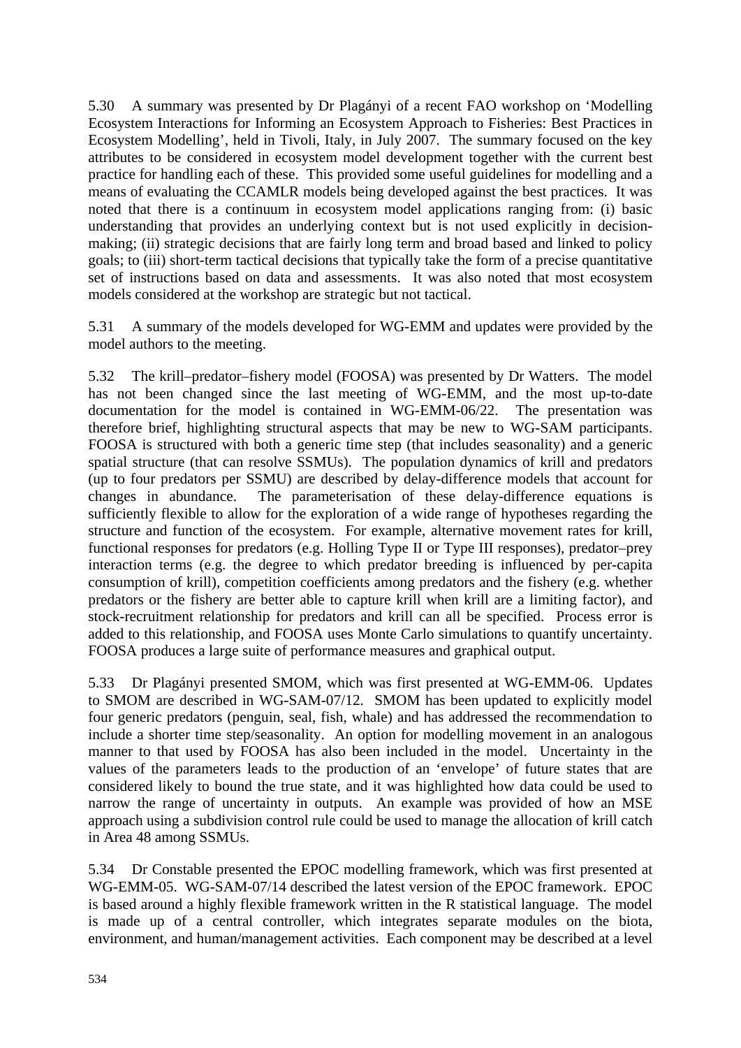5.30 A summary was presented by Dr Plagányi of a recent FAO workshop on 'Modelling Ecosystem Interactions for Informing an Ecosystem Approach to Fisheries: Best Practices in Ecosystem Modelling', held in Tivoli, Italy, in July 2007. The summary focused on the key attributes to be considered in ecosystem model development together with the current best practice for handling each of these. This provided some useful guidelines for modelling and a means of evaluating the CCAMLR models being developed against the best practices. It was noted that there is a continuum in ecosystem model applications ranging from: (i) basic understanding that provides an underlying context but is not used explicitly in decision-making; (ii) strategic decisions that are fairly long term and broad based and linked to policy goals; to (iii) short-term tactical decisions that typically take the form of a precise quantitative set of instructions based on data and assessments. It was also noted that most ecosystem models considered at the workshop are strategic but not tactical.

5.31 A summary of the models developed for WG-EMM and updates were provided by the model authors to the meeting.

5.32 The krill–predator–fishery model (FOOSA) was presented by Dr Watters. The model has not been changed since the last meeting of WG-EMM, and the most up-to-date documentation for the model is contained in WG-EMM-06/22. The presentation was therefore brief, highlighting structural aspects that may be new to WG-SAM participants. FOOSA is structured with both a generic time step (that includes seasonality) and a generic spatial structure (that can resolve SSMUs). The population dynamics of krill and predators (up to four predators per SSMU) are described by delay-difference models that account for changes in abundance. The parameterisation of these delay-difference equations is sufficiently flexible to allow for the exploration of a wide range of hypotheses regarding the structure and function of the ecosystem. For example, alternative movement rates for krill, functional responses for predators (e.g. Holling Type II or Type III responses), predator–prey interaction terms (e.g. the degree to which predator breeding is influenced by per-capita consumption of krill), competition coefficients among predators and the fishery (e.g. whether predators or the fishery are better able to capture krill when krill are a limiting factor), and stock-recruitment relationship for predators and krill can all be specified. Process error is added to this relationship, and FOOSA uses Monte Carlo simulations to quantify uncertainty. FOOSA produces a large suite of performance measures and graphical output.

5.33 Dr Plagányi presented SMOM, which was first presented at WG-EMM-06. Updates to SMOM are described in WG-SAM-07/12. SMOM has been updated to explicitly model four generic predators (penguin, seal, fish, whale) and has addressed the recommendation to include a shorter time step/seasonality. An option for modelling movement in an analogous manner to that used by FOOSA has also been included in the model. Uncertainty in the values of the parameters leads to the production of an 'envelope' of future states that are considered likely to bound the true state, and it was highlighted how data could be used to narrow the range of uncertainty in outputs. An example was provided of how an MSE approach using a subdivision control rule could be used to manage the allocation of krill catch in Area 48 among SSMUs.

5.34 Dr Constable presented the EPOC modelling framework, which was first presented at WG-EMM-05. WG-SAM-07/14 described the latest version of the EPOC framework. EPOC is based around a highly flexible framework written in the R statistical language. The model is made up of a central controller, which integrates separate modules on the biota, environment, and human/management activities. Each component may be described at a level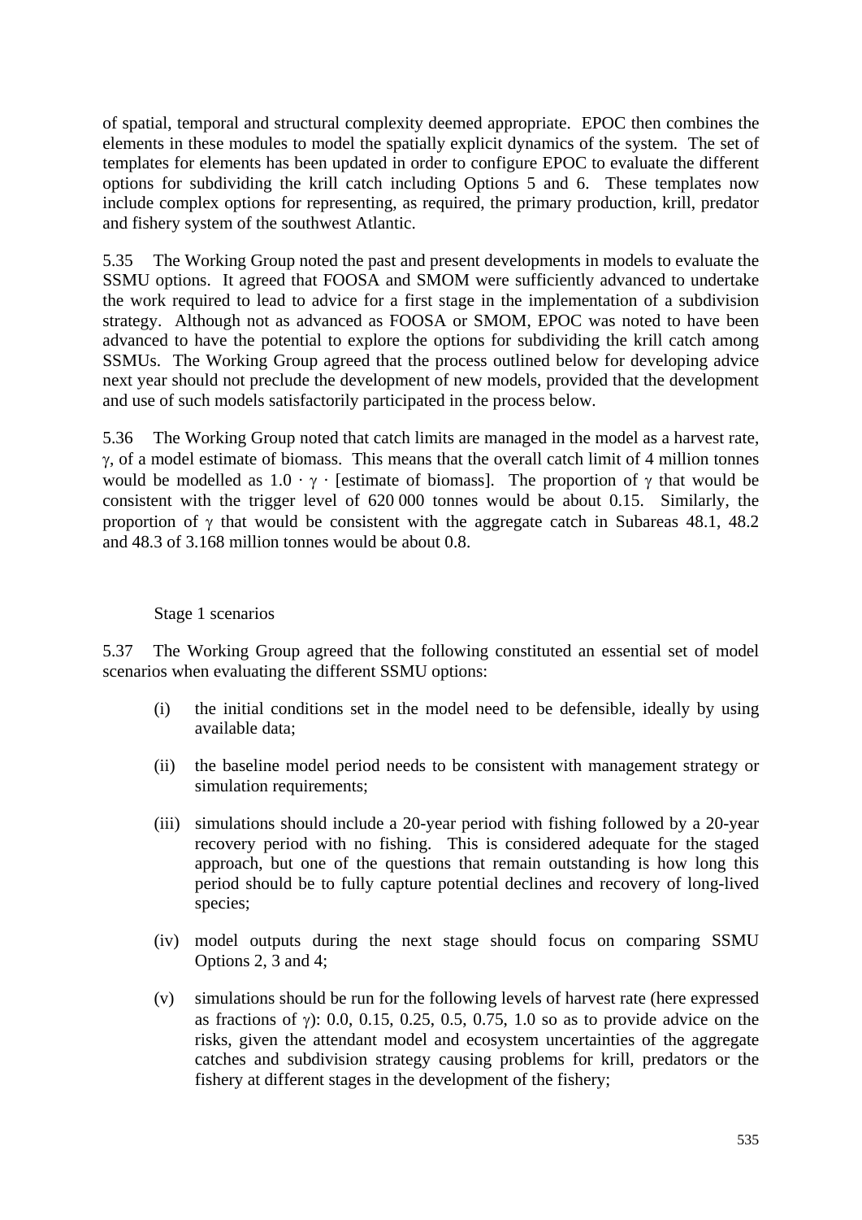of spatial, temporal and structural complexity deemed appropriate. EPOC then combines the elements in these modules to model the spatially explicit dynamics of the system. The set of templates for elements has been updated in order to configure EPOC to evaluate the different options for subdividing the krill catch including Options 5 and 6. These templates now include complex options for representing, as required, the primary production, krill, predator and fishery system of the southwest Atlantic.

5.35 The Working Group noted the past and present developments in models to evaluate the SSMU options. It agreed that FOOSA and SMOM were sufficiently advanced to undertake the work required to lead to advice for a first stage in the implementation of a subdivision strategy. Although not as advanced as FOOSA or SMOM, EPOC was noted to have been advanced to have the potential to explore the options for subdividing the krill catch among SSMUs. The Working Group agreed that the process outlined below for developing advice next year should not preclude the development of new models, provided that the development and use of such models satisfactorily participated in the process below.

5.36 The Working Group noted that catch limits are managed in the model as a harvest rate, $\gamma$, of a model estimate of biomass. This means that the overall catch limit of 4 million tonnes would be modelled as $1.0 \cdot \gamma \cdot$ [estimate of biomass]. The proportion of $\gamma$ that would be consistent with the trigger level of 620 000 tonnes would be about 0.15. Similarly, the proportion of $\gamma$ that would be consistent with the aggregate catch in Subareas 48.1, 48.2 and 48.3 of 3.168 million tonnes would be about 0.8.

Stage 1 scenarios

5.37 The Working Group agreed that the following constituted an essential set of model scenarios when evaluating the different SSMU options:

(i) the initial conditions set in the model need to be defensible, ideally by using available data;

(ii) the baseline model period needs to be consistent with management strategy or simulation requirements;

(iii) simulations should include a 20-year period with fishing followed by a 20-year recovery period with no fishing. This is considered adequate for the staged approach, but one of the questions that remain outstanding is how long this period should be to fully capture potential declines and recovery of long-lived species;

(iv) model outputs during the next stage should focus on comparing SSMU Options 2, 3 and 4;

(v) simulations should be run for the following levels of harvest rate (here expressed as fractions of $\gamma$): 0.0, 0.15, 0.25, 0.5, 0.75, 1.0 so as to provide advice on the risks, given the attendant model and ecosystem uncertainties of the aggregate catches and subdivision strategy causing problems for krill, predators or the fishery at different stages in the development of the fishery;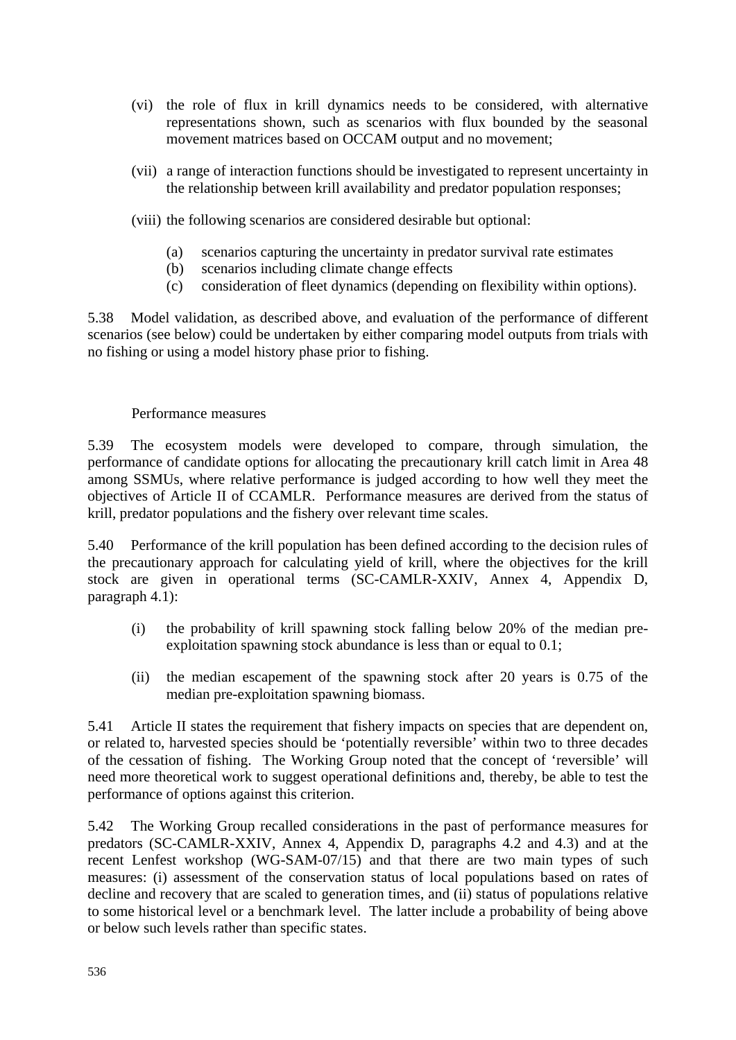(vi) the role of flux in krill dynamics needs to be considered, with alternative representations shown, such as scenarios with flux bounded by the seasonal movement matrices based on OCCAM output and no movement;

(vii) a range of interaction functions should be investigated to represent uncertainty in the relationship between krill availability and predator population responses;

(viii) the following scenarios are considered desirable but optional:

(a) scenarios capturing the uncertainty in predator survival rate estimates
(b) scenarios including climate change effects
(c) consideration of fleet dynamics (depending on flexibility within options).

5.38 Model validation, as described above, and evaluation of the performance of different scenarios (see below) could be undertaken by either comparing model outputs from trials with no fishing or using a model history phase prior to fishing.

### Performance measures

5.39 The ecosystem models were developed to compare, through simulation, the performance of candidate options for allocating the precautionary krill catch limit in Area 48 among SSMUs, where relative performance is judged according to how well they meet the objectives of Article II of CCAMLR. Performance measures are derived from the status of krill, predator populations and the fishery over relevant time scales.

5.40 Performance of the krill population has been defined according to the decision rules of the precautionary approach for calculating yield of krill, where the objectives for the krill stock are given in operational terms (SC-CAMLR-XXIV, Annex 4, Appendix D, paragraph 4.1):

(i) the probability of krill spawning stock falling below 20% of the median pre-exploitation spawning stock abundance is less than or equal to 0.1;

(ii) the median escapement of the spawning stock after 20 years is 0.75 of the median pre-exploitation spawning biomass.

5.41 Article II states the requirement that fishery impacts on species that are dependent on, or related to, harvested species should be 'potentially reversible' within two to three decades of the cessation of fishing. The Working Group noted that the concept of 'reversible' will need more theoretical work to suggest operational definitions and, thereby, be able to test the performance of options against this criterion.

5.42 The Working Group recalled considerations in the past of performance measures for predators (SC-CAMLR-XXIV, Annex 4, Appendix D, paragraphs 4.2 and 4.3) and at the recent Lenfest workshop (WG-SAM-07/15) and that there are two main types of such measures: (i) assessment of the conservation status of local populations based on rates of decline and recovery that are scaled to generation times, and (ii) status of populations relative to some historical level or a benchmark level. The latter include a probability of being above or below such levels rather than specific states.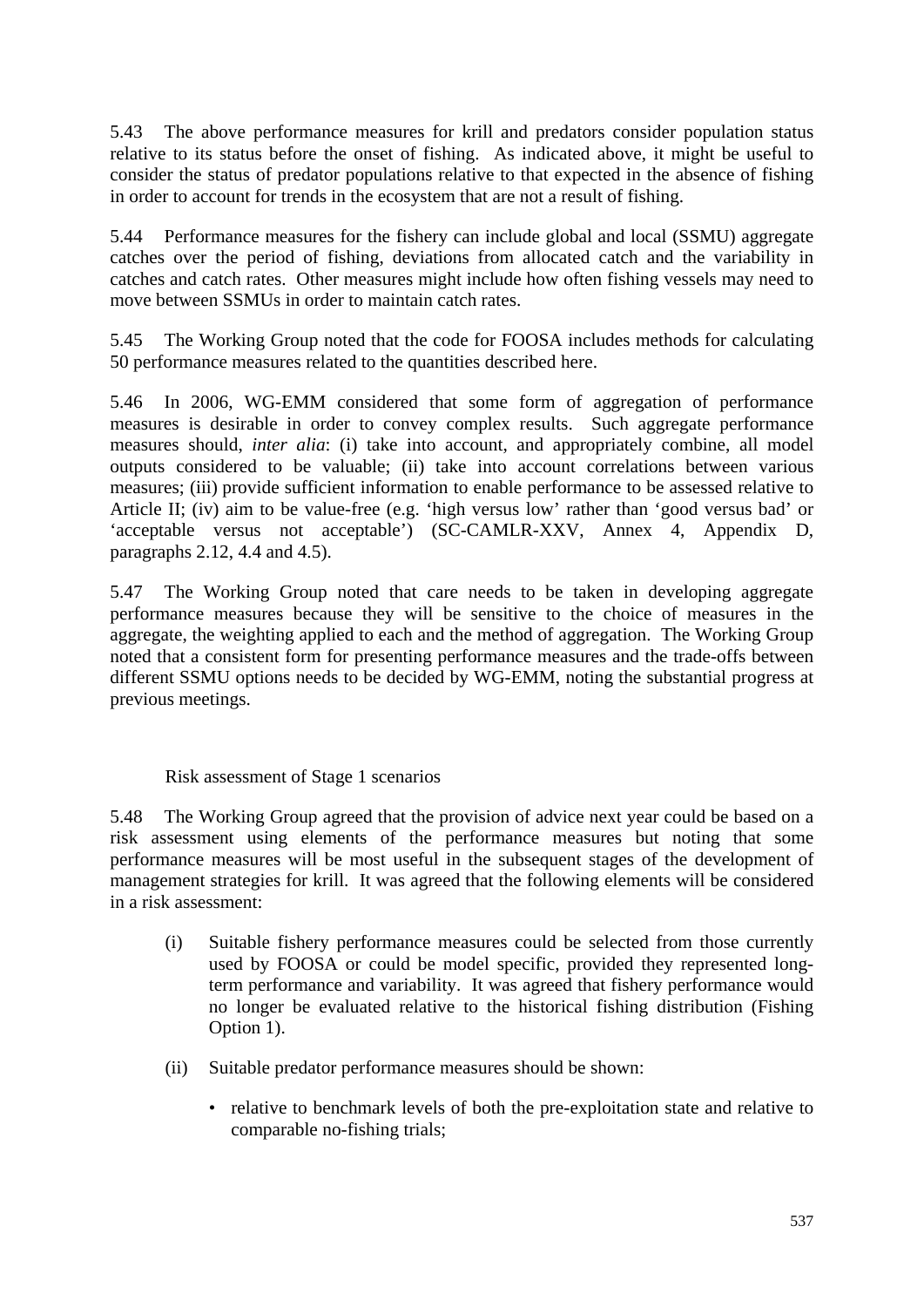5.43 The above performance measures for krill and predators consider population status relative to its status before the onset of fishing. As indicated above, it might be useful to consider the status of predator populations relative to that expected in the absence of fishing in order to account for trends in the ecosystem that are not a result of fishing.

5.44 Performance measures for the fishery can include global and local (SSMU) aggregate catches over the period of fishing, deviations from allocated catch and the variability in catches and catch rates. Other measures might include how often fishing vessels may need to move between SSMUs in order to maintain catch rates.

5.45 The Working Group noted that the code for FOOSA includes methods for calculating 50 performance measures related to the quantities described here.

5.46 In 2006, WG-EMM considered that some form of aggregation of performance measures is desirable in order to convey complex results. Such aggregate performance measures should, *inter alia*: (i) take into account, and appropriately combine, all model outputs considered to be valuable; (ii) take into account correlations between various measures; (iii) provide sufficient information to enable performance to be assessed relative to Article II; (iv) aim to be value-free (e.g. 'high versus low' rather than 'good versus bad' or 'acceptable versus not acceptable') (SC-CAMLR-XXV, Annex 4, Appendix D, paragraphs 2.12, 4.4 and 4.5).

5.47 The Working Group noted that care needs to be taken in developing aggregate performance measures because they will be sensitive to the choice of measures in the aggregate, the weighting applied to each and the method of aggregation. The Working Group noted that a consistent form for presenting performance measures and the trade-offs between different SSMU options needs to be decided by WG-EMM, noting the substantial progress at previous meetings.

### Risk assessment of Stage 1 scenarios

5.48 The Working Group agreed that the provision of advice next year could be based on a risk assessment using elements of the performance measures but noting that some performance measures will be most useful in the subsequent stages of the development of management strategies for krill. It was agreed that the following elements will be considered in a risk assessment:

(i) Suitable fishery performance measures could be selected from those currently used by FOOSA or could be model specific, provided they represented long-term performance and variability. It was agreed that fishery performance would no longer be evaluated relative to the historical fishing distribution (Fishing Option 1).

(ii) Suitable predator performance measures should be shown:

- relative to benchmark levels of both the pre-exploitation state and relative to comparable no-fishing trials;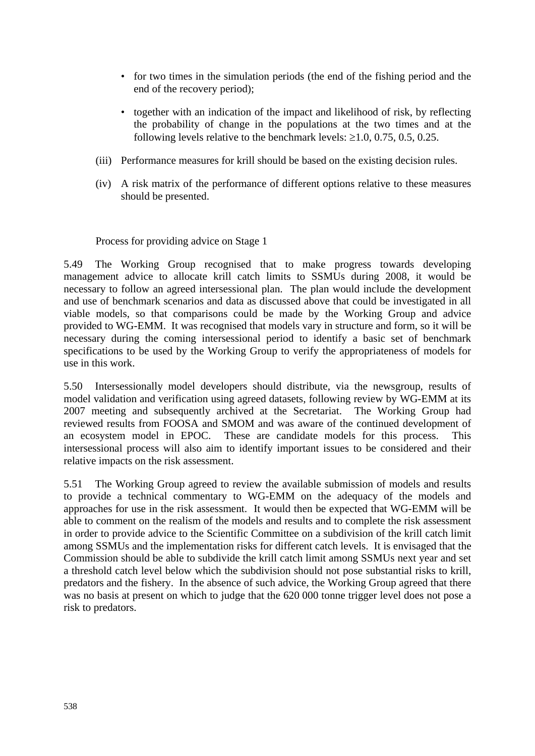- for two times in the simulation periods (the end of the fishing period and the end of the recovery period);
- together with an indication of the impact and likelihood of risk, by reflecting the probability of change in the populations at the two times and at the following levels relative to the benchmark levels: ≥1.0, 0.75, 0.5, 0.25.

(iii) Performance measures for krill should be based on the existing decision rules.

(iv) A risk matrix of the performance of different options relative to these measures should be presented.

Process for providing advice on Stage 1

5.49 The Working Group recognised that to make progress towards developing management advice to allocate krill catch limits to SSMUs during 2008, it would be necessary to follow an agreed intersessional plan. The plan would include the development and use of benchmark scenarios and data as discussed above that could be investigated in all viable models, so that comparisons could be made by the Working Group and advice provided to WG-EMM. It was recognised that models vary in structure and form, so it will be necessary during the coming intersessional period to identify a basic set of benchmark specifications to be used by the Working Group to verify the appropriateness of models for use in this work.

5.50 Intersessionally model developers should distribute, via the newsgroup, results of model validation and verification using agreed datasets, following review by WG-EMM at its 2007 meeting and subsequently archived at the Secretariat. The Working Group had reviewed results from FOOSA and SMOM and was aware of the continued development of an ecosystem model in EPOC. These are candidate models for this process. This intersessional process will also aim to identify important issues to be considered and their relative impacts on the risk assessment.

5.51 The Working Group agreed to review the available submission of models and results to provide a technical commentary to WG-EMM on the adequacy of the models and approaches for use in the risk assessment. It would then be expected that WG-EMM will be able to comment on the realism of the models and results and to complete the risk assessment in order to provide advice to the Scientific Committee on a subdivision of the krill catch limit among SSMUs and the implementation risks for different catch levels. It is envisaged that the Commission should be able to subdivide the krill catch limit among SSMUs next year and set a threshold catch level below which the subdivision should not pose substantial risks to krill, predators and the fishery. In the absence of such advice, the Working Group agreed that there was no basis at present on which to judge that the 620 000 tonne trigger level does not pose a risk to predators.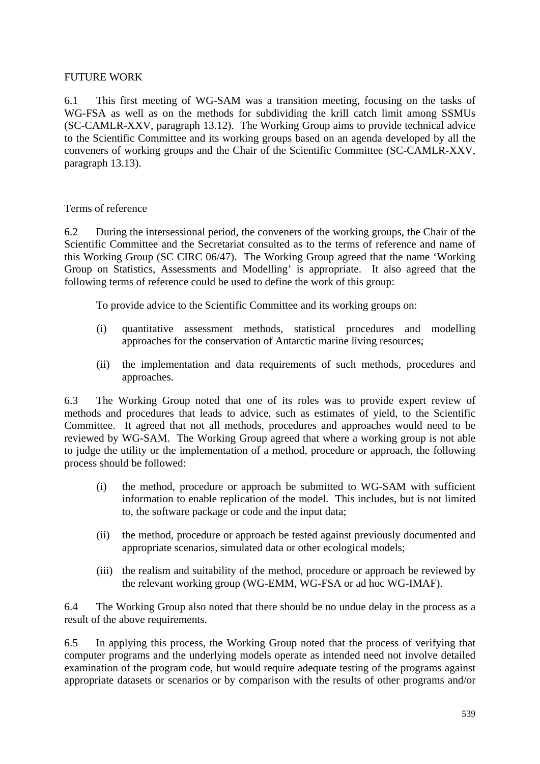## FUTURE WORK

6.1 This first meeting of WG-SAM was a transition meeting, focusing on the tasks of WG-FSA as well as on the methods for subdividing the krill catch limit among SSMUs (SC-CAMLR-XXV, paragraph 13.12). The Working Group aims to provide technical advice to the Scientific Committee and its working groups based on an agenda developed by all the conveners of working groups and the Chair of the Scientific Committee (SC-CAMLR-XXV, paragraph 13.13).

### Terms of reference

6.2 During the intersessional period, the conveners of the working groups, the Chair of the Scientific Committee and the Secretariat consulted as to the terms of reference and name of this Working Group (SC CIRC 06/47). The Working Group agreed that the name 'Working Group on Statistics, Assessments and Modelling' is appropriate. It also agreed that the following terms of reference could be used to define the work of this group:

To provide advice to the Scientific Committee and its working groups on:

(i) quantitative assessment methods, statistical procedures and modelling approaches for the conservation of Antarctic marine living resources;

(ii) the implementation and data requirements of such methods, procedures and approaches.

6.3 The Working Group noted that one of its roles was to provide expert review of methods and procedures that leads to advice, such as estimates of yield, to the Scientific Committee. It agreed that not all methods, procedures and approaches would need to be reviewed by WG-SAM. The Working Group agreed that where a working group is not able to judge the utility or the implementation of a method, procedure or approach, the following process should be followed:

(i) the method, procedure or approach be submitted to WG-SAM with sufficient information to enable replication of the model. This includes, but is not limited to, the software package or code and the input data;

(ii) the method, procedure or approach be tested against previously documented and appropriate scenarios, simulated data or other ecological models;

(iii) the realism and suitability of the method, procedure or approach be reviewed by the relevant working group (WG-EMM, WG-FSA or ad hoc WG-IMAF).

6.4 The Working Group also noted that there should be no undue delay in the process as a result of the above requirements.

6.5 In applying this process, the Working Group noted that the process of verifying that computer programs and the underlying models operate as intended need not involve detailed examination of the program code, but would require adequate testing of the programs against appropriate datasets or scenarios or by comparison with the results of other programs and/or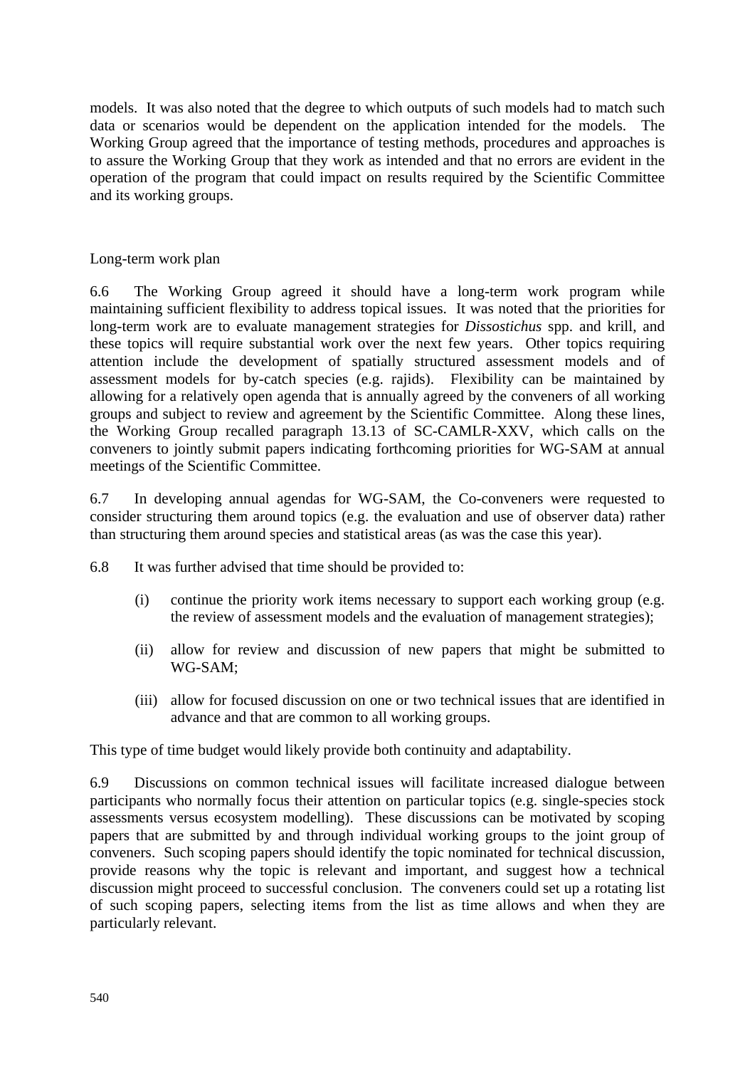models. It was also noted that the degree to which outputs of such models had to match such data or scenarios would be dependent on the application intended for the models. The Working Group agreed that the importance of testing methods, procedures and approaches is to assure the Working Group that they work as intended and that no errors are evident in the operation of the program that could impact on results required by the Scientific Committee and its working groups.

## Long-term work plan

6.6 The Working Group agreed it should have a long-term work program while maintaining sufficient flexibility to address topical issues. It was noted that the priorities for long-term work are to evaluate management strategies for *Dissostichus* spp. and krill, and these topics will require substantial work over the next few years. Other topics requiring attention include the development of spatially structured assessment models and of assessment models for by-catch species (e.g. rajids). Flexibility can be maintained by allowing for a relatively open agenda that is annually agreed by the conveners of all working groups and subject to review and agreement by the Scientific Committee. Along these lines, the Working Group recalled paragraph 13.13 of SC-CAMLR-XXV, which calls on the conveners to jointly submit papers indicating forthcoming priorities for WG-SAM at annual meetings of the Scientific Committee.

6.7 In developing annual agendas for WG-SAM, the Co-conveners were requested to consider structuring them around topics (e.g. the evaluation and use of observer data) rather than structuring them around species and statistical areas (as was the case this year).

6.8 It was further advised that time should be provided to:

(i) continue the priority work items necessary to support each working group (e.g. the review of assessment models and the evaluation of management strategies);

(ii) allow for review and discussion of new papers that might be submitted to WG-SAM;

(iii) allow for focused discussion on one or two technical issues that are identified in advance and that are common to all working groups.

This type of time budget would likely provide both continuity and adaptability.

6.9 Discussions on common technical issues will facilitate increased dialogue between participants who normally focus their attention on particular topics (e.g. single-species stock assessments versus ecosystem modelling). These discussions can be motivated by scoping papers that are submitted by and through individual working groups to the joint group of conveners. Such scoping papers should identify the topic nominated for technical discussion, provide reasons why the topic is relevant and important, and suggest how a technical discussion might proceed to successful conclusion. The conveners could set up a rotating list of such scoping papers, selecting items from the list as time allows and when they are particularly relevant.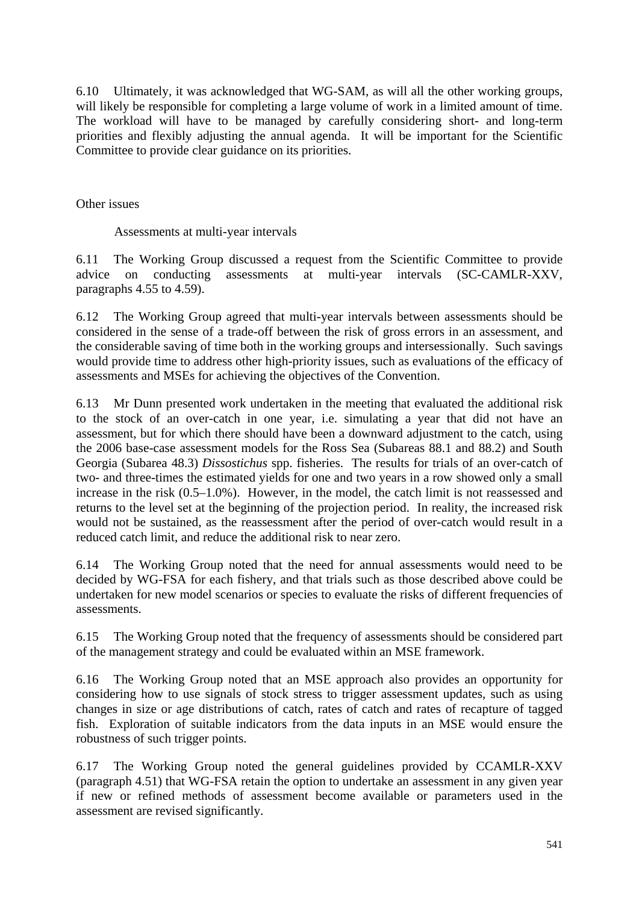6.10 Ultimately, it was acknowledged that WG-SAM, as will all the other working groups, will likely be responsible for completing a large volume of work in a limited amount of time. The workload will have to be managed by carefully considering short- and long-term priorities and flexibly adjusting the annual agenda. It will be important for the Scientific Committee to provide clear guidance on its priorities.

## Other issues

### Assessments at multi-year intervals

6.11 The Working Group discussed a request from the Scientific Committee to provide advice on conducting assessments at multi-year intervals (SC-CAMLR-XXV, paragraphs 4.55 to 4.59).

6.12 The Working Group agreed that multi-year intervals between assessments should be considered in the sense of a trade-off between the risk of gross errors in an assessment, and the considerable saving of time both in the working groups and intersessionally. Such savings would provide time to address other high-priority issues, such as evaluations of the efficacy of assessments and MSEs for achieving the objectives of the Convention.

6.13 Mr Dunn presented work undertaken in the meeting that evaluated the additional risk to the stock of an over-catch in one year, i.e. simulating a year that did not have an assessment, but for which there should have been a downward adjustment to the catch, using the 2006 base-case assessment models for the Ross Sea (Subareas 88.1 and 88.2) and South Georgia (Subarea 48.3) *Dissostichus* spp. fisheries. The results for trials of an over-catch of two- and three-times the estimated yields for one and two years in a row showed only a small increase in the risk (0.5–1.0%). However, in the model, the catch limit is not reassessed and returns to the level set at the beginning of the projection period. In reality, the increased risk would not be sustained, as the reassessment after the period of over-catch would result in a reduced catch limit, and reduce the additional risk to near zero.

6.14 The Working Group noted that the need for annual assessments would need to be decided by WG-FSA for each fishery, and that trials such as those described above could be undertaken for new model scenarios or species to evaluate the risks of different frequencies of assessments.

6.15 The Working Group noted that the frequency of assessments should be considered part of the management strategy and could be evaluated within an MSE framework.

6.16 The Working Group noted that an MSE approach also provides an opportunity for considering how to use signals of stock stress to trigger assessment updates, such as using changes in size or age distributions of catch, rates of catch and rates of recapture of tagged fish. Exploration of suitable indicators from the data inputs in an MSE would ensure the robustness of such trigger points.

6.17 The Working Group noted the general guidelines provided by CCAMLR-XXV (paragraph 4.51) that WG-FSA retain the option to undertake an assessment in any given year if new or refined methods of assessment become available or parameters used in the assessment are revised significantly.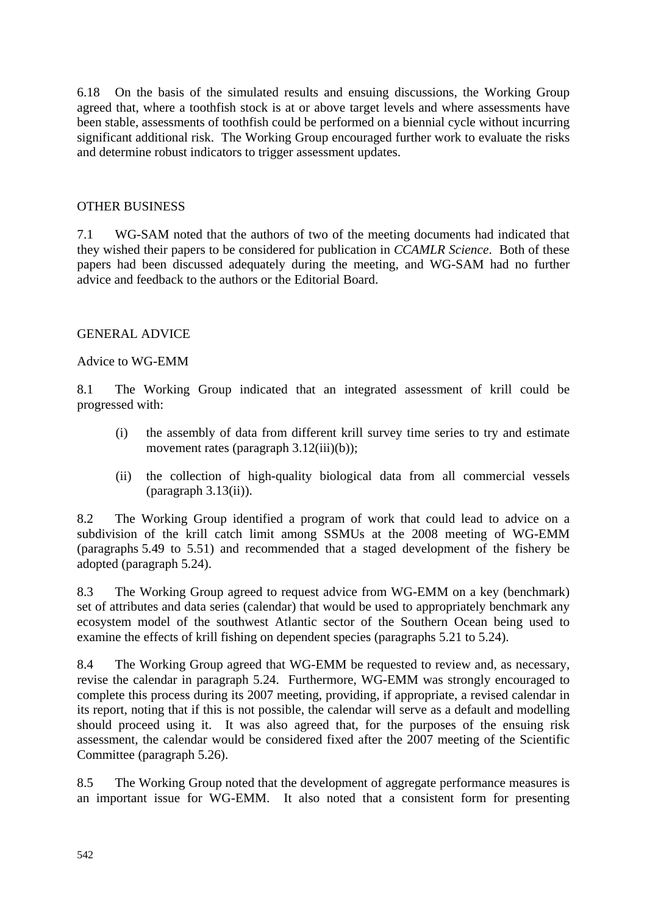6.18 On the basis of the simulated results and ensuing discussions, the Working Group agreed that, where a toothfish stock is at or above target levels and where assessments have been stable, assessments of toothfish could be performed on a biennial cycle without incurring significant additional risk. The Working Group encouraged further work to evaluate the risks and determine robust indicators to trigger assessment updates.

## OTHER BUSINESS

7.1 WG-SAM noted that the authors of two of the meeting documents had indicated that they wished their papers to be considered for publication in *CCAMLR Science*. Both of these papers had been discussed adequately during the meeting, and WG-SAM had no further advice and feedback to the authors or the Editorial Board.

## GENERAL ADVICE

### Advice to WG-EMM

8.1 The Working Group indicated that an integrated assessment of krill could be progressed with:

(i) the assembly of data from different krill survey time series to try and estimate movement rates (paragraph 3.12(iii)(b));

(ii) the collection of high-quality biological data from all commercial vessels (paragraph 3.13(ii)).

8.2 The Working Group identified a program of work that could lead to advice on a subdivision of the krill catch limit among SSMUs at the 2008 meeting of WG-EMM (paragraphs 5.49 to 5.51) and recommended that a staged development of the fishery be adopted (paragraph 5.24).

8.3 The Working Group agreed to request advice from WG-EMM on a key (benchmark) set of attributes and data series (calendar) that would be used to appropriately benchmark any ecosystem model of the southwest Atlantic sector of the Southern Ocean being used to examine the effects of krill fishing on dependent species (paragraphs 5.21 to 5.24).

8.4 The Working Group agreed that WG-EMM be requested to review and, as necessary, revise the calendar in paragraph 5.24. Furthermore, WG-EMM was strongly encouraged to complete this process during its 2007 meeting, providing, if appropriate, a revised calendar in its report, noting that if this is not possible, the calendar will serve as a default and modelling should proceed using it. It was also agreed that, for the purposes of the ensuing risk assessment, the calendar would be considered fixed after the 2007 meeting of the Scientific Committee (paragraph 5.26).

8.5 The Working Group noted that the development of aggregate performance measures is an important issue for WG-EMM. It also noted that a consistent form for presenting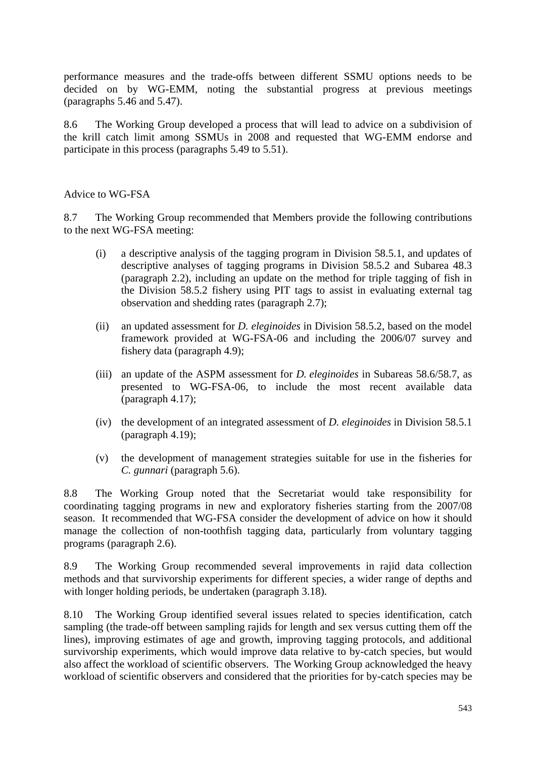performance measures and the trade-offs between different SSMU options needs to be decided on by WG-EMM, noting the substantial progress at previous meetings (paragraphs 5.46 and 5.47).

8.6 The Working Group developed a process that will lead to advice on a subdivision of the krill catch limit among SSMUs in 2008 and requested that WG-EMM endorse and participate in this process (paragraphs 5.49 to 5.51).

### Advice to WG-FSA

8.7 The Working Group recommended that Members provide the following contributions to the next WG-FSA meeting:

(i) a descriptive analysis of the tagging program in Division 58.5.1, and updates of descriptive analyses of tagging programs in Division 58.5.2 and Subarea 48.3 (paragraph 2.2), including an update on the method for triple tagging of fish in the Division 58.5.2 fishery using PIT tags to assist in evaluating external tag observation and shedding rates (paragraph 2.7);

(ii) an updated assessment for *D. eleginoides* in Division 58.5.2, based on the model framework provided at WG-FSA-06 and including the 2006/07 survey and fishery data (paragraph 4.9);

(iii) an update of the ASPM assessment for *D. eleginoides* in Subareas 58.6/58.7, as presented to WG-FSA-06, to include the most recent available data (paragraph 4.17);

(iv) the development of an integrated assessment of *D. eleginoides* in Division 58.5.1 (paragraph 4.19);

(v) the development of management strategies suitable for use in the fisheries for *C. gunnari* (paragraph 5.6).

8.8 The Working Group noted that the Secretariat would take responsibility for coordinating tagging programs in new and exploratory fisheries starting from the 2007/08 season. It recommended that WG-FSA consider the development of advice on how it should manage the collection of non-toothfish tagging data, particularly from voluntary tagging programs (paragraph 2.6).

8.9 The Working Group recommended several improvements in rajid data collection methods and that survivorship experiments for different species, a wider range of depths and with longer holding periods, be undertaken (paragraph 3.18).

8.10 The Working Group identified several issues related to species identification, catch sampling (the trade-off between sampling rajids for length and sex versus cutting them off the lines), improving estimates of age and growth, improving tagging protocols, and additional survivorship experiments, which would improve data relative to by-catch species, but would also affect the workload of scientific observers. The Working Group acknowledged the heavy workload of scientific observers and considered that the priorities for by-catch species may be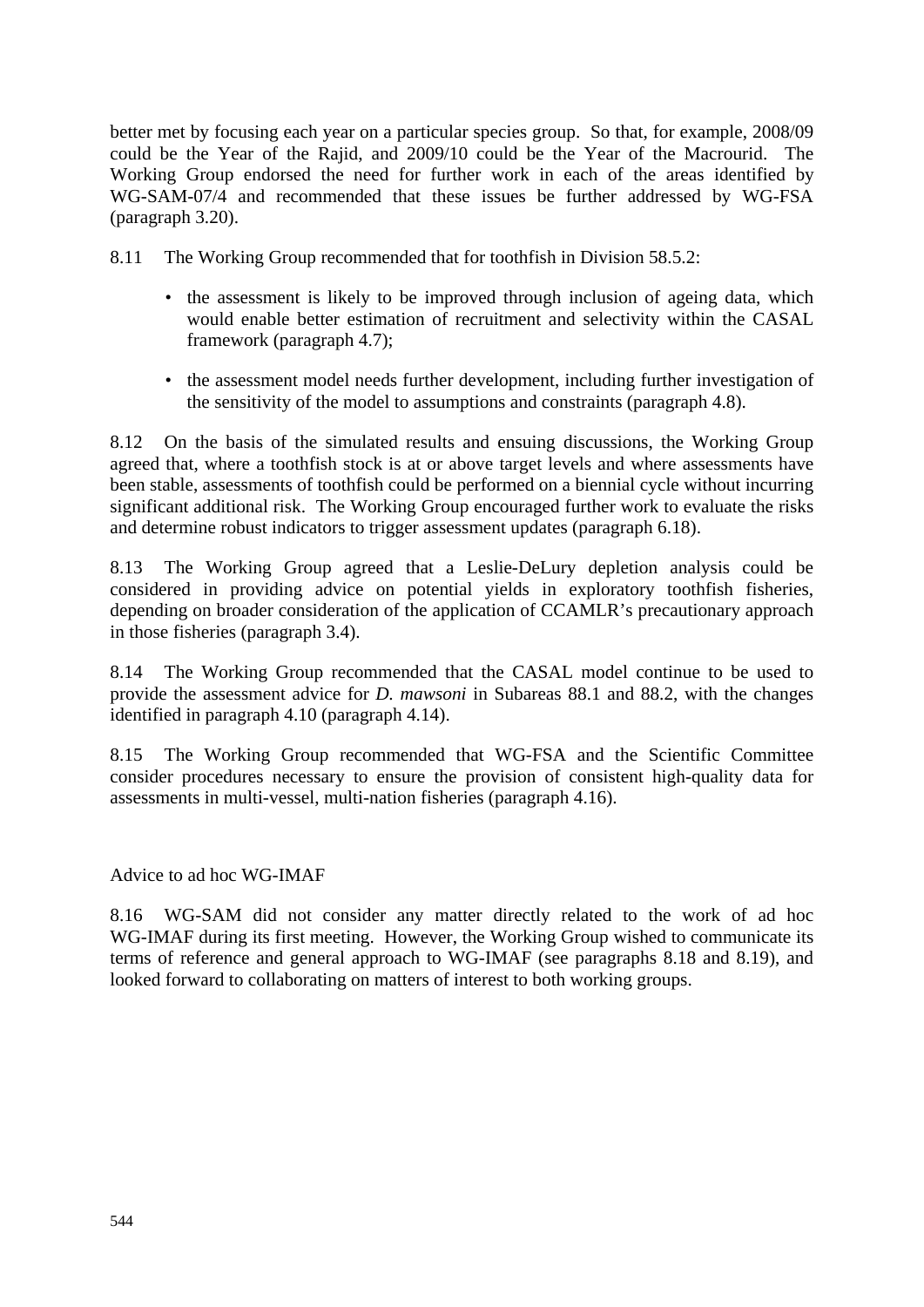better met by focusing each year on a particular species group. So that, for example, 2008/09 could be the Year of the Rajid, and 2009/10 could be the Year of the Macrourid. The Working Group endorsed the need for further work in each of the areas identified by WG-SAM-07/4 and recommended that these issues be further addressed by WG-FSA (paragraph 3.20).

8.11 The Working Group recommended that for toothfish in Division 58.5.2:

- the assessment is likely to be improved through inclusion of ageing data, which would enable better estimation of recruitment and selectivity within the CASAL framework (paragraph 4.7);
- the assessment model needs further development, including further investigation of the sensitivity of the model to assumptions and constraints (paragraph 4.8).

8.12 On the basis of the simulated results and ensuing discussions, the Working Group agreed that, where a toothfish stock is at or above target levels and where assessments have been stable, assessments of toothfish could be performed on a biennial cycle without incurring significant additional risk. The Working Group encouraged further work to evaluate the risks and determine robust indicators to trigger assessment updates (paragraph 6.18).

8.13 The Working Group agreed that a Leslie-DeLury depletion analysis could be considered in providing advice on potential yields in exploratory toothfish fisheries, depending on broader consideration of the application of CCAMLR's precautionary approach in those fisheries (paragraph 3.4).

8.14 The Working Group recommended that the CASAL model continue to be used to provide the assessment advice for *D. mawsoni* in Subareas 88.1 and 88.2, with the changes identified in paragraph 4.10 (paragraph 4.14).

8.15 The Working Group recommended that WG-FSA and the Scientific Committee consider procedures necessary to ensure the provision of consistent high-quality data for assessments in multi-vessel, multi-nation fisheries (paragraph 4.16).

## Advice to ad hoc WG-IMAF

8.16 WG-SAM did not consider any matter directly related to the work of ad hoc WG-IMAF during its first meeting. However, the Working Group wished to communicate its terms of reference and general approach to WG-IMAF (see paragraphs 8.18 and 8.19), and looked forward to collaborating on matters of interest to both working groups.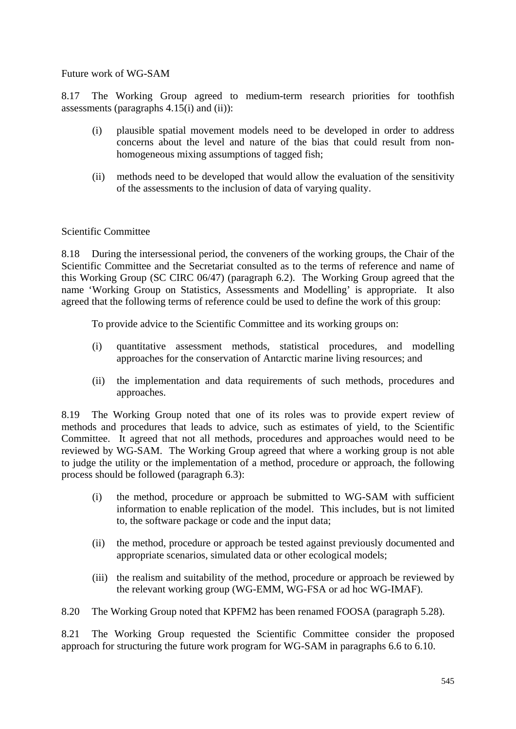Future work of WG-SAM

8.17 The Working Group agreed to medium-term research priorities for toothfish assessments (paragraphs 4.15(i) and (ii)):

(i) plausible spatial movement models need to be developed in order to address concerns about the level and nature of the bias that could result from non-homogeneous mixing assumptions of tagged fish;

(ii) methods need to be developed that would allow the evaluation of the sensitivity of the assessments to the inclusion of data of varying quality.

Scientific Committee

8.18 During the intersessional period, the conveners of the working groups, the Chair of the Scientific Committee and the Secretariat consulted as to the terms of reference and name of this Working Group (SC CIRC 06/47) (paragraph 6.2). The Working Group agreed that the name 'Working Group on Statistics, Assessments and Modelling' is appropriate. It also agreed that the following terms of reference could be used to define the work of this group:

To provide advice to the Scientific Committee and its working groups on:

(i) quantitative assessment methods, statistical procedures, and modelling approaches for the conservation of Antarctic marine living resources; and

(ii) the implementation and data requirements of such methods, procedures and approaches.

8.19 The Working Group noted that one of its roles was to provide expert review of methods and procedures that leads to advice, such as estimates of yield, to the Scientific Committee. It agreed that not all methods, procedures and approaches would need to be reviewed by WG-SAM. The Working Group agreed that where a working group is not able to judge the utility or the implementation of a method, procedure or approach, the following process should be followed (paragraph 6.3):

(i) the method, procedure or approach be submitted to WG-SAM with sufficient information to enable replication of the model. This includes, but is not limited to, the software package or code and the input data;

(ii) the method, procedure or approach be tested against previously documented and appropriate scenarios, simulated data or other ecological models;

(iii) the realism and suitability of the method, procedure or approach be reviewed by the relevant working group (WG-EMM, WG-FSA or ad hoc WG-IMAF).

8.20 The Working Group noted that KPFM2 has been renamed FOOSA (paragraph 5.28).

8.21 The Working Group requested the Scientific Committee consider the proposed approach for structuring the future work program for WG-SAM in paragraphs 6.6 to 6.10.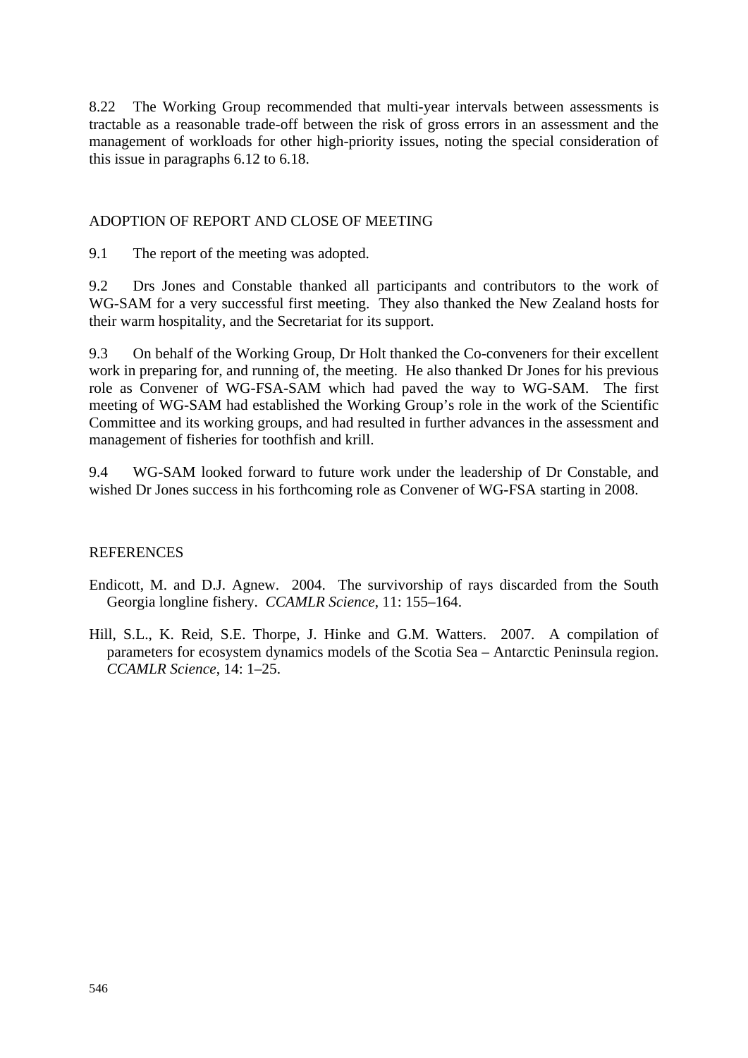8.22 The Working Group recommended that multi-year intervals between assessments is tractable as a reasonable trade-off between the risk of gross errors in an assessment and the management of workloads for other high-priority issues, noting the special consideration of this issue in paragraphs 6.12 to 6.18.

## ADOPTION OF REPORT AND CLOSE OF MEETING

9.1 The report of the meeting was adopted.

9.2 Drs Jones and Constable thanked all participants and contributors to the work of WG-SAM for a very successful first meeting. They also thanked the New Zealand hosts for their warm hospitality, and the Secretariat for its support.

9.3 On behalf of the Working Group, Dr Holt thanked the Co-conveners for their excellent work in preparing for, and running of, the meeting. He also thanked Dr Jones for his previous role as Convener of WG-FSA-SAM which had paved the way to WG-SAM. The first meeting of WG-SAM had established the Working Group's role in the work of the Scientific Committee and its working groups, and had resulted in further advances in the assessment and management of fisheries for toothfish and krill.

9.4 WG-SAM looked forward to future work under the leadership of Dr Constable, and wished Dr Jones success in his forthcoming role as Convener of WG-FSA starting in 2008.

## REFERENCES

Endicott, M. and D.J. Agnew. 2004. The survivorship of rays discarded from the South Georgia longline fishery. *CCAMLR Science*, 11: 155–164.

Hill, S.L., K. Reid, S.E. Thorpe, J. Hinke and G.M. Watters. 2007. A compilation of parameters for ecosystem dynamics models of the Scotia Sea – Antarctic Peninsula region. *CCAMLR Science*, 14: 1–25.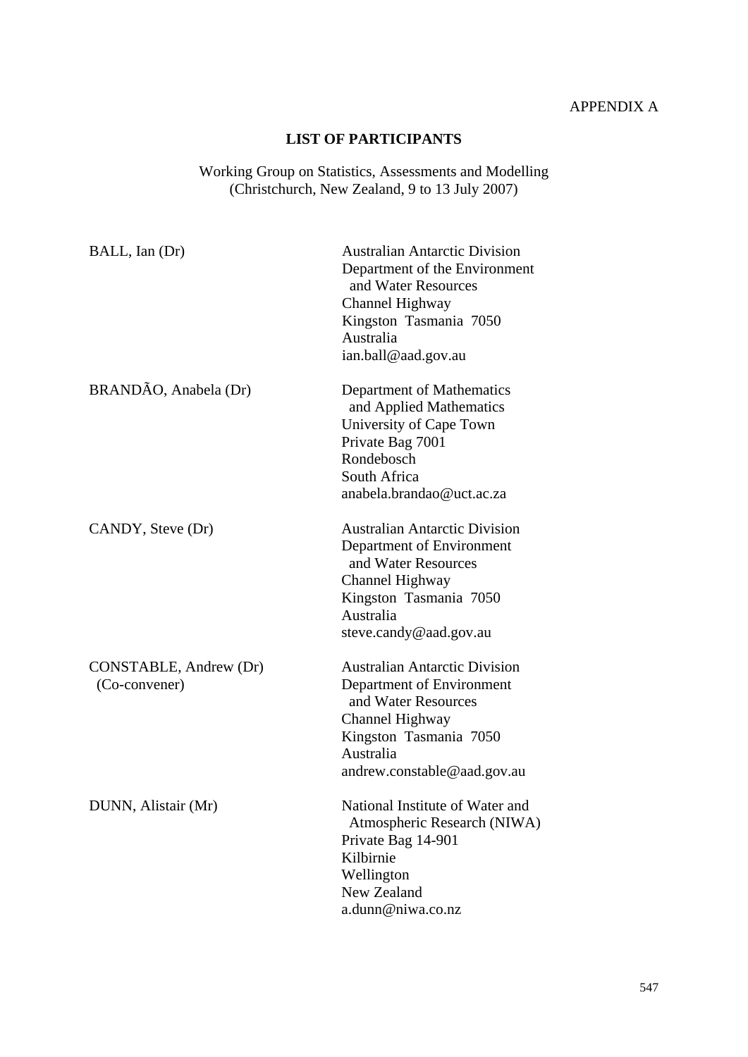APPENDIX A

## LIST OF PARTICIPANTS

Working Group on Statistics, Assessments and Modelling
(Christchurch, New Zealand, 9 to 13 July 2007)

| | |
|---|---|
| BALL, Ian (Dr) | Australian Antarctic Division<br>Department of the Environment and Water Resources<br>Channel Highway<br>Kingston Tasmania 7050<br>Australia<br>ian.ball@aad.gov.au |
| BRANDÃO, Anabela (Dr) | Department of Mathematics and Applied Mathematics<br>University of Cape Town<br>Private Bag 7001<br>Rondebosch<br>South Africa<br>anabela.brandao@uct.ac.za |
| CANDY, Steve (Dr) | Australian Antarctic Division<br>Department of Environment and Water Resources<br>Channel Highway<br>Kingston Tasmania 7050<br>Australia<br>steve.candy@aad.gov.au |
| CONSTABLE, Andrew (Dr)<br>(Co-convener) | Australian Antarctic Division<br>Department of Environment and Water Resources<br>Channel Highway<br>Kingston Tasmania 7050<br>Australia<br>andrew.constable@aad.gov.au |
| DUNN, Alistair (Mr) | National Institute of Water and Atmospheric Research (NIWA)<br>Private Bag 14-901<br>Kilbirnie<br>Wellington<br>New Zealand<br>a.dunn@niwa.co.nz |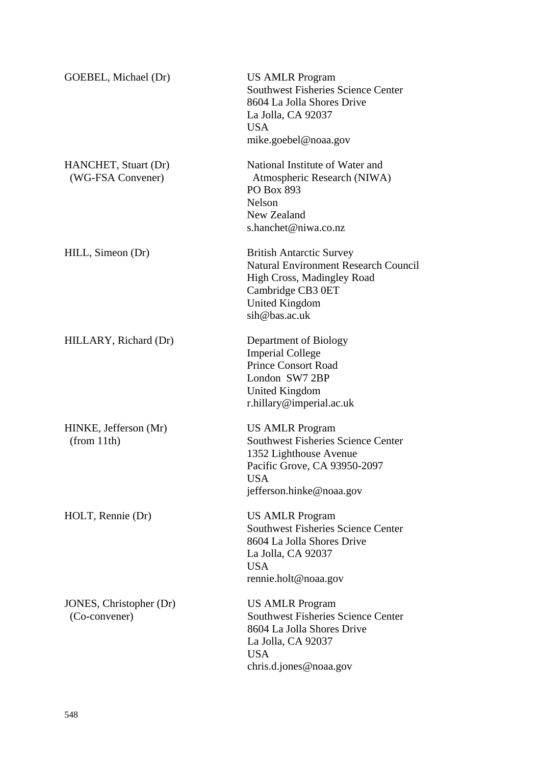| | |
|---|---|
| GOEBEL, Michael (Dr) | US AMLR Program<br>Southwest Fisheries Science Center<br>8604 La Jolla Shores Drive<br>La Jolla, CA 92037<br>USA<br>mike.goebel@noaa.gov |
| HANCHET, Stuart (Dr)<br>(WG-FSA Convener) | National Institute of Water and<br>Atmospheric Research (NIWA)<br>PO Box 893<br>Nelson<br>New Zealand<br>s.hanchet@niwa.co.nz |
| HILL, Simeon (Dr) | British Antarctic Survey<br>Natural Environment Research Council<br>High Cross, Madingley Road<br>Cambridge CB3 0ET<br>United Kingdom<br>sih@bas.ac.uk |
| HILLARY, Richard (Dr) | Department of Biology<br>Imperial College<br>Prince Consort Road<br>London SW7 2BP<br>United Kingdom<br>r.hillary@imperial.ac.uk |
| HINKE, Jefferson (Mr)<br>(from 11th) | US AMLR Program<br>Southwest Fisheries Science Center<br>1352 Lighthouse Avenue<br>Pacific Grove, CA 93950-2097<br>USA<br>jefferson.hinke@noaa.gov |
| HOLT, Rennie (Dr) | US AMLR Program<br>Southwest Fisheries Science Center<br>8604 La Jolla Shores Drive<br>La Jolla, CA 92037<br>USA<br>rennie.holt@noaa.gov |
| JONES, Christopher (Dr)<br>(Co-convener) | US AMLR Program<br>Southwest Fisheries Science Center<br>8604 La Jolla Shores Drive<br>La Jolla, CA 92037<br>USA<br>chris.d.jones@noaa.gov |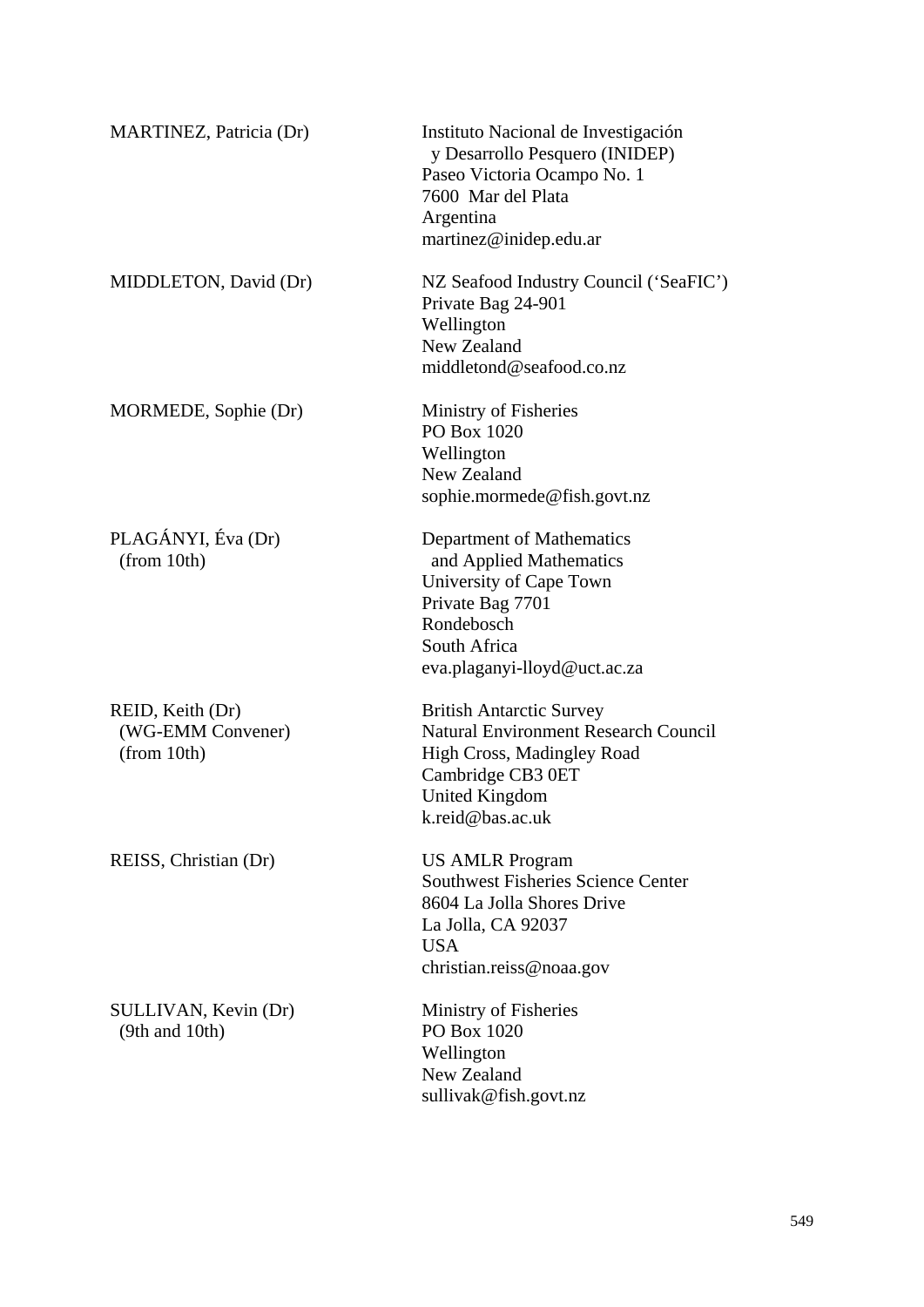| | |
|---|---|
| MARTINEZ, Patricia (Dr) | Instituto Nacional de Investigación y Desarrollo Pesquero (INIDEP)<br>Paseo Victoria Ocampo No. 1<br>7600 Mar del Plata<br>Argentina<br>martinez@inidep.edu.ar |
| MIDDLETON, David (Dr) | NZ Seafood Industry Council ('SeaFIC')<br>Private Bag 24-901<br>Wellington<br>New Zealand<br>middletond@seafood.co.nz |
| MORMEDE, Sophie (Dr) | Ministry of Fisheries<br>PO Box 1020<br>Wellington<br>New Zealand<br>sophie.mormede@fish.govt.nz |
| PLAGÁNYI, Éva (Dr)<br>(from 10th) | Department of Mathematics and Applied Mathematics<br>University of Cape Town<br>Private Bag 7701<br>Rondebosch<br>South Africa<br>eva.plaganyi-lloyd@uct.ac.za |
| REID, Keith (Dr)<br>(WG-EMM Convener)<br>(from 10th) | British Antarctic Survey<br>Natural Environment Research Council<br>High Cross, Madingley Road<br>Cambridge CB3 0ET<br>United Kingdom<br>k.reid@bas.ac.uk |
| REISS, Christian (Dr) | US AMLR Program<br>Southwest Fisheries Science Center<br>8604 La Jolla Shores Drive<br>La Jolla, CA 92037<br>USA<br>christian.reiss@noaa.gov |
| SULLIVAN, Kevin (Dr)<br>(9th and 10th) | Ministry of Fisheries<br>PO Box 1020<br>Wellington<br>New Zealand<br>sullivak@fish.govt.nz |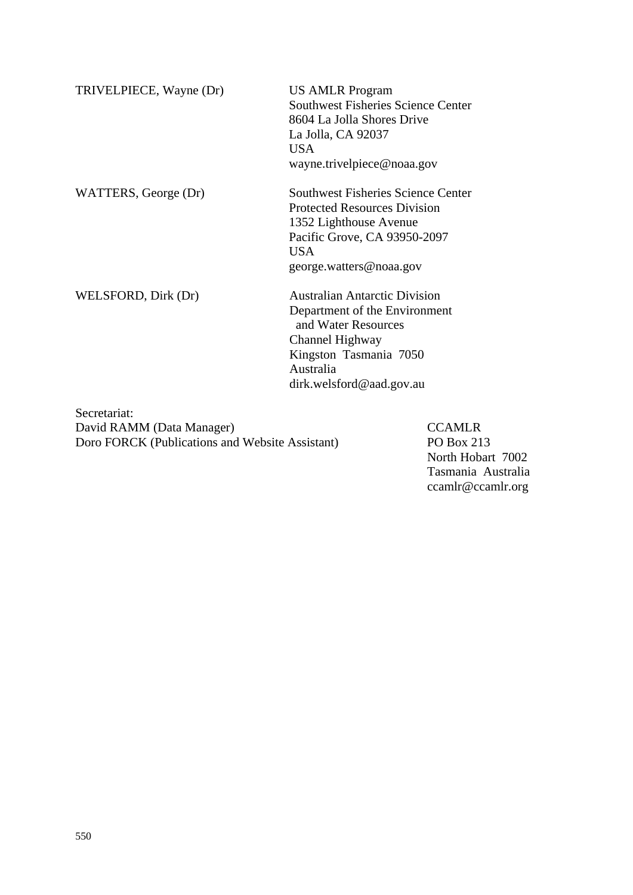| | |
|---|---|
| TRIVELPIECE, Wayne (Dr) | US AMLR Program<br>Southwest Fisheries Science Center<br>8604 La Jolla Shores Drive<br>La Jolla, CA 92037<br>USA<br>wayne.trivelpiece@noaa.gov |
| WATTERS, George (Dr) | Southwest Fisheries Science Center<br>Protected Resources Division<br>1352 Lighthouse Avenue<br>Pacific Grove, CA 93950-2097<br>USA<br>george.watters@noaa.gov |
| WELSFORD, Dirk (Dr) | Australian Antarctic Division<br>Department of the Environment<br>and Water Resources<br>Channel Highway<br>Kingston Tasmania 7050<br>Australia<br>dirk.welsford@aad.gov.au |

Secretariat:

| | |
|---|---|
| David RAMM (Data Manager)<br>Doro FORCK (Publications and Website Assistant) | CCAMLR<br>PO Box 213<br>North Hobart 7002<br>Tasmania Australia<br>ccamlr@ccamlr.org |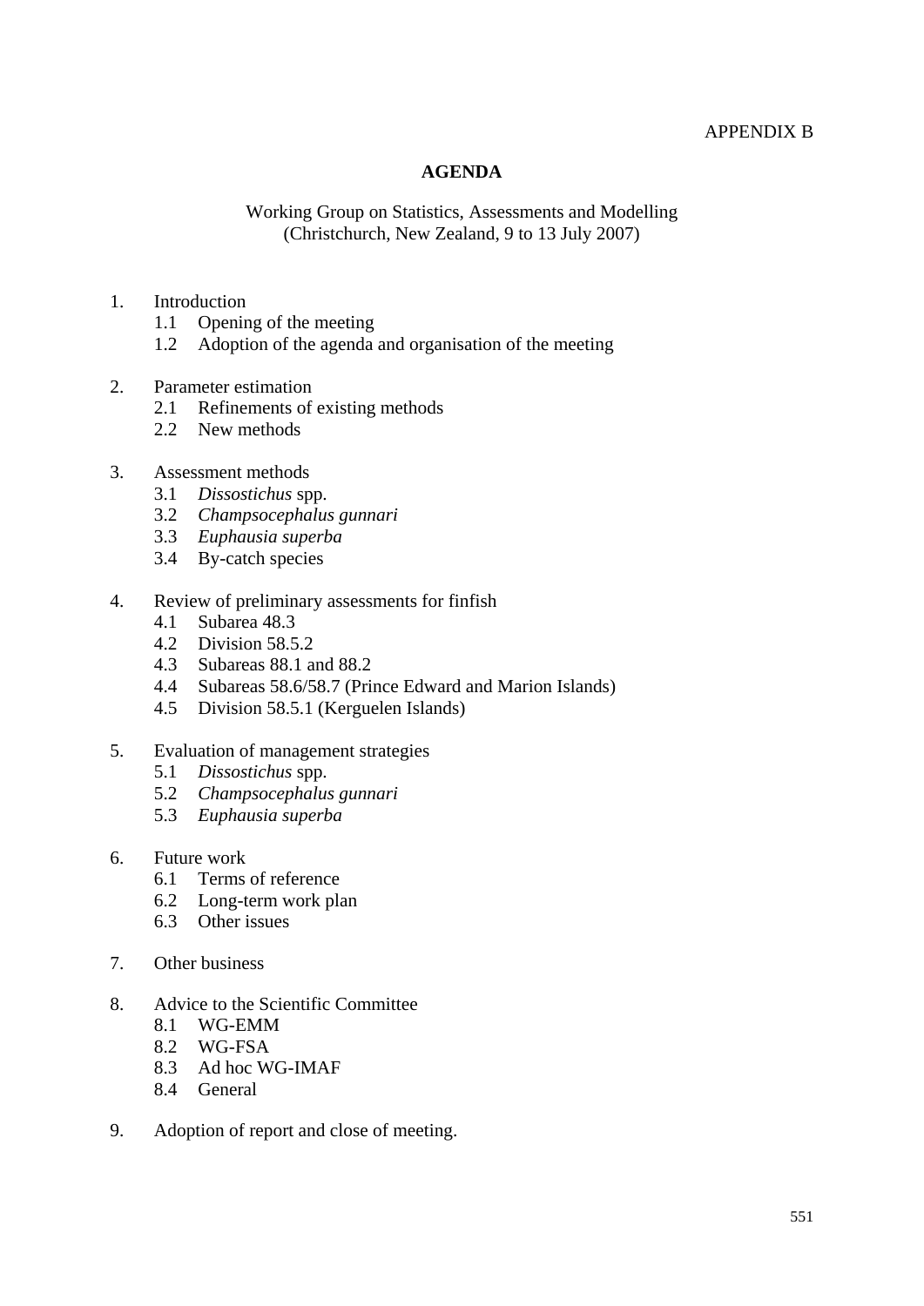APPENDIX B

# AGENDA

Working Group on Statistics, Assessments and Modelling
(Christchurch, New Zealand, 9 to 13 July 2007)

1. Introduction
   1.1 Opening of the meeting
   1.2 Adoption of the agenda and organisation of the meeting

2. Parameter estimation
   2.1 Refinements of existing methods
   2.2 New methods

3. Assessment methods
   3.1 *Dissostichus* spp.
   3.2 *Champsocephalus gunnari*
   3.3 *Euphausia superba*
   3.4 By-catch species

4. Review of preliminary assessments for finfish
   4.1 Subarea 48.3
   4.2 Division 58.5.2
   4.3 Subareas 88.1 and 88.2
   4.4 Subareas 58.6/58.7 (Prince Edward and Marion Islands)
   4.5 Division 58.5.1 (Kerguelen Islands)

5. Evaluation of management strategies
   5.1 *Dissostichus* spp.
   5.2 *Champsocephalus gunnari*
   5.3 *Euphausia superba*

6. Future work
   6.1 Terms of reference
   6.2 Long-term work plan
   6.3 Other issues

7. Other business

8. Advice to the Scientific Committee
   8.1 WG-EMM
   8.2 WG-FSA
   8.3 Ad hoc WG-IMAF
   8.4 General

9. Adoption of report and close of meeting.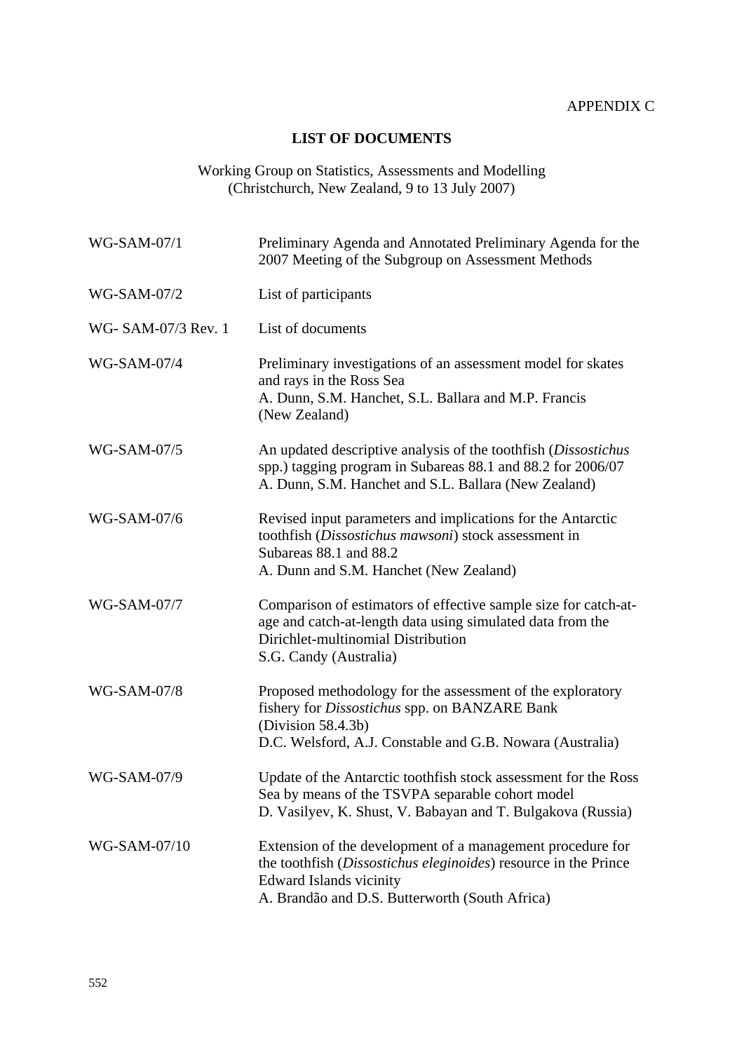APPENDIX C

## LIST OF DOCUMENTS

Working Group on Statistics, Assessments and Modelling
(Christchurch, New Zealand, 9 to 13 July 2007)

| | |
|---|---|
| WG-SAM-07/1 | Preliminary Agenda and Annotated Preliminary Agenda for the 2007 Meeting of the Subgroup on Assessment Methods |
| WG-SAM-07/2 | List of participants |
| WG- SAM-07/3 Rev. 1 | List of documents |
| WG-SAM-07/4 | Preliminary investigations of an assessment model for skates and rays in the Ross Sea<br>A. Dunn, S.M. Hanchet, S.L. Ballara and M.P. Francis (New Zealand) |
| WG-SAM-07/5 | An updated descriptive analysis of the toothfish (*Dissostichus* spp.) tagging program in Subareas 88.1 and 88.2 for 2006/07<br>A. Dunn, S.M. Hanchet and S.L. Ballara (New Zealand) |
| WG-SAM-07/6 | Revised input parameters and implications for the Antarctic toothfish (*Dissostichus mawsoni*) stock assessment in Subareas 88.1 and 88.2<br>A. Dunn and S.M. Hanchet (New Zealand) |
| WG-SAM-07/7 | Comparison of estimators of effective sample size for catch-at-age and catch-at-length data using simulated data from the Dirichlet-multinomial Distribution<br>S.G. Candy (Australia) |
| WG-SAM-07/8 | Proposed methodology for the assessment of the exploratory fishery for *Dissostichus* spp. on BANZARE Bank (Division 58.4.3b)<br>D.C. Welsford, A.J. Constable and G.B. Nowara (Australia) |
| WG-SAM-07/9 | Update of the Antarctic toothfish stock assessment for the Ross Sea by means of the TSVPA separable cohort model<br>D. Vasilyev, K. Shust, V. Babayan and T. Bulgakova (Russia) |
| WG-SAM-07/10 | Extension of the development of a management procedure for the toothfish (*Dissostichus eleginoides*) resource in the Prince Edward Islands vicinity<br>A. Brandão and D.S. Butterworth (South Africa) |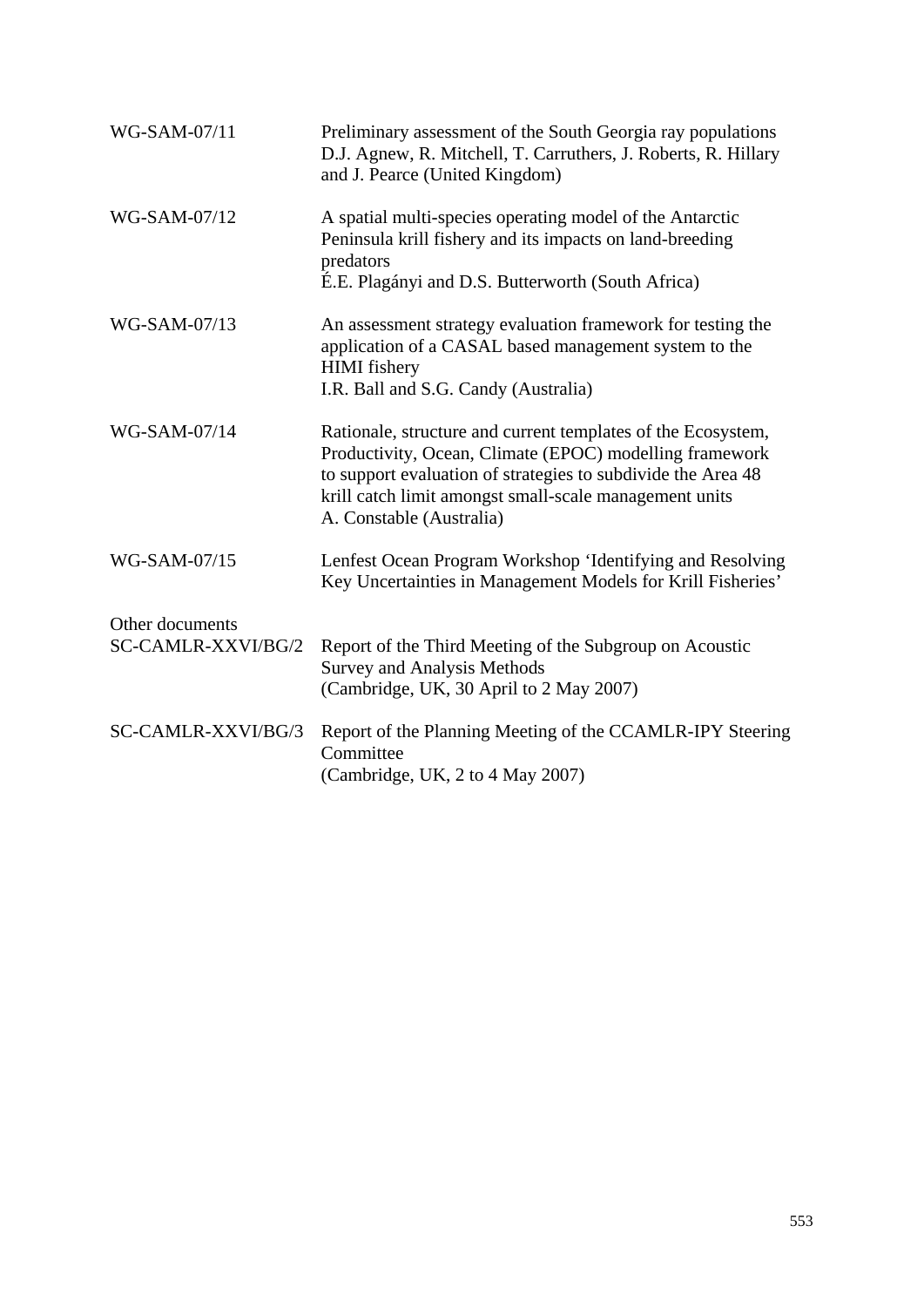| | |
|---|---|
| WG-SAM-07/11 | Preliminary assessment of the South Georgia ray populations<br>D.J. Agnew, R. Mitchell, T. Carruthers, J. Roberts, R. Hillary and J. Pearce (United Kingdom) |
| WG-SAM-07/12 | A spatial multi-species operating model of the Antarctic Peninsula krill fishery and its impacts on land-breeding predators<br>É.E. Plagányi and D.S. Butterworth (South Africa) |
| WG-SAM-07/13 | An assessment strategy evaluation framework for testing the application of a CASAL based management system to the HIMI fishery<br>I.R. Ball and S.G. Candy (Australia) |
| WG-SAM-07/14 | Rationale, structure and current templates of the Ecosystem, Productivity, Ocean, Climate (EPOC) modelling framework to support evaluation of strategies to subdivide the Area 48 krill catch limit amongst small-scale management units<br>A. Constable (Australia) |
| WG-SAM-07/15 | Lenfest Ocean Program Workshop 'Identifying and Resolving Key Uncertainties in Management Models for Krill Fisheries' |
| Other documents | |
| SC-CAMLR-XXVI/BG/2 | Report of the Third Meeting of the Subgroup on Acoustic Survey and Analysis Methods<br>(Cambridge, UK, 30 April to 2 May 2007) |
| SC-CAMLR-XXVI/BG/3 | Report of the Planning Meeting of the CCAMLR-IPY Steering Committee<br>(Cambridge, UK, 2 to 4 May 2007) |